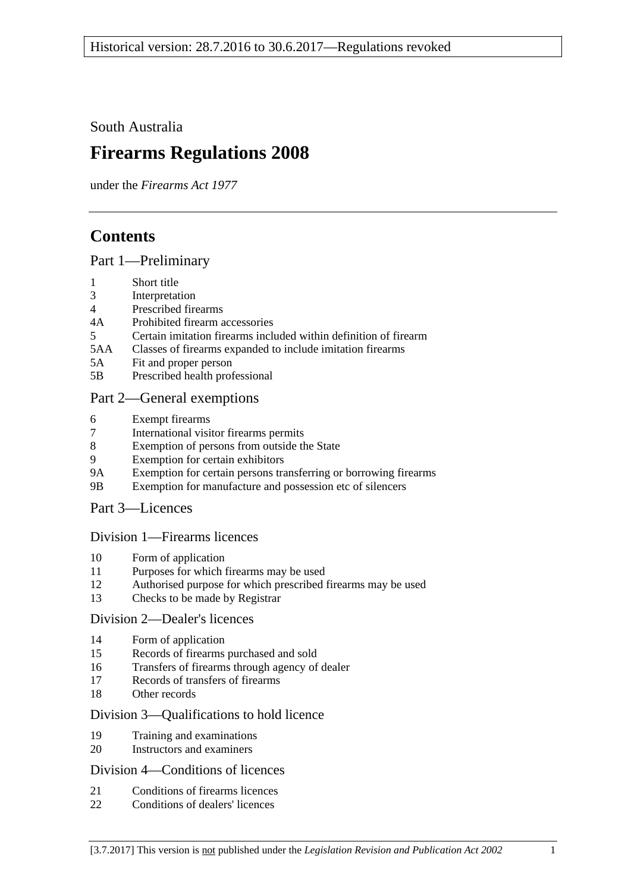Historical version: 28.7.2016 to 30.6.2017—Regulations revoked

South Australia

# Firearms Regulations 2008

under the *Firearms Act 1977*

## Contents

### Part 1—Preliminary

1 Short title
3 Interpretation
4 Prescribed firearms
4A Prohibited firearm accessories
5 Certain imitation firearms included within definition of firearm
5AA Classes of firearms expanded to include imitation firearms
5A Fit and proper person
5B Prescribed health professional

### Part 2—General exemptions

6 Exempt firearms
7 International visitor firearms permits
8 Exemption of persons from outside the State
9 Exemption for certain exhibitors
9A Exemption for certain persons transferring or borrowing firearms
9B Exemption for manufacture and possession etc of silencers

### Part 3—Licences

#### Division 1—Firearms licences

10 Form of application
11 Purposes for which firearms may be used
12 Authorised purpose for which prescribed firearms may be used
13 Checks to be made by Registrar

#### Division 2—Dealer's licences

14 Form of application
15 Records of firearms purchased and sold
16 Transfers of firearms through agency of dealer
17 Records of transfers of firearms
18 Other records

#### Division 3—Qualifications to hold licence

19 Training and examinations
20 Instructors and examiners

#### Division 4—Conditions of licences

21 Conditions of firearms licences
22 Conditions of dealers' licences

[3.7.2017] This version is not published under the *Legislation Revision and Publication Act 2002*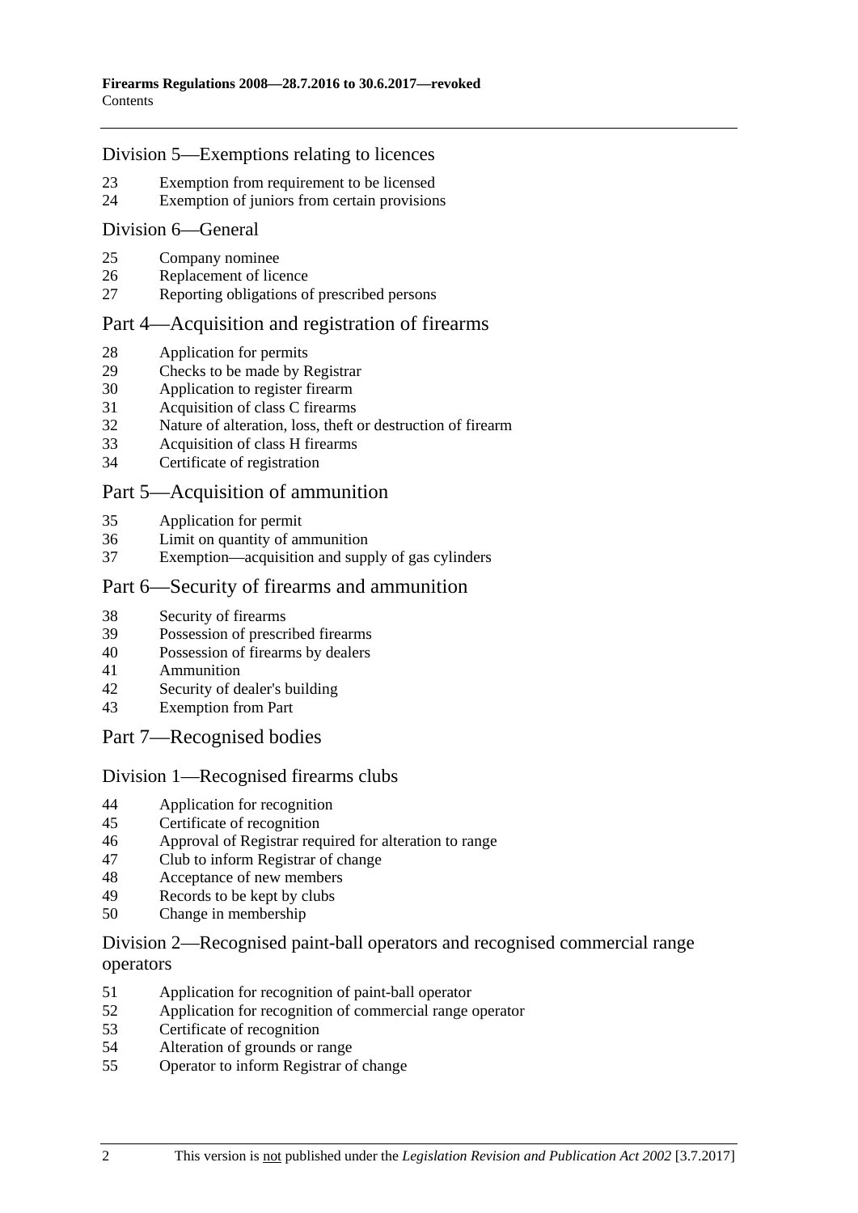## Division 5—Exemptions relating to licences

23 Exemption from requirement to be licensed
24 Exemption of juniors from certain provisions

## Division 6—General

25 Company nominee
26 Replacement of licence
27 Reporting obligations of prescribed persons

# Part 4—Acquisition and registration of firearms

28 Application for permits
29 Checks to be made by Registrar
30 Application to register firearm
31 Acquisition of class C firearms
32 Nature of alteration, loss, theft or destruction of firearm
33 Acquisition of class H firearms
34 Certificate of registration

# Part 5—Acquisition of ammunition

35 Application for permit
36 Limit on quantity of ammunition
37 Exemption—acquisition and supply of gas cylinders

# Part 6—Security of firearms and ammunition

38 Security of firearms
39 Possession of prescribed firearms
40 Possession of firearms by dealers
41 Ammunition
42 Security of dealer's building
43 Exemption from Part

# Part 7—Recognised bodies

## Division 1—Recognised firearms clubs

44 Application for recognition
45 Certificate of recognition
46 Approval of Registrar required for alteration to range
47 Club to inform Registrar of change
48 Acceptance of new members
49 Records to be kept by clubs
50 Change in membership

## Division 2—Recognised paint-ball operators and recognised commercial range operators

51 Application for recognition of paint-ball operator
52 Application for recognition of commercial range operator
53 Certificate of recognition
54 Alteration of grounds or range
55 Operator to inform Registrar of change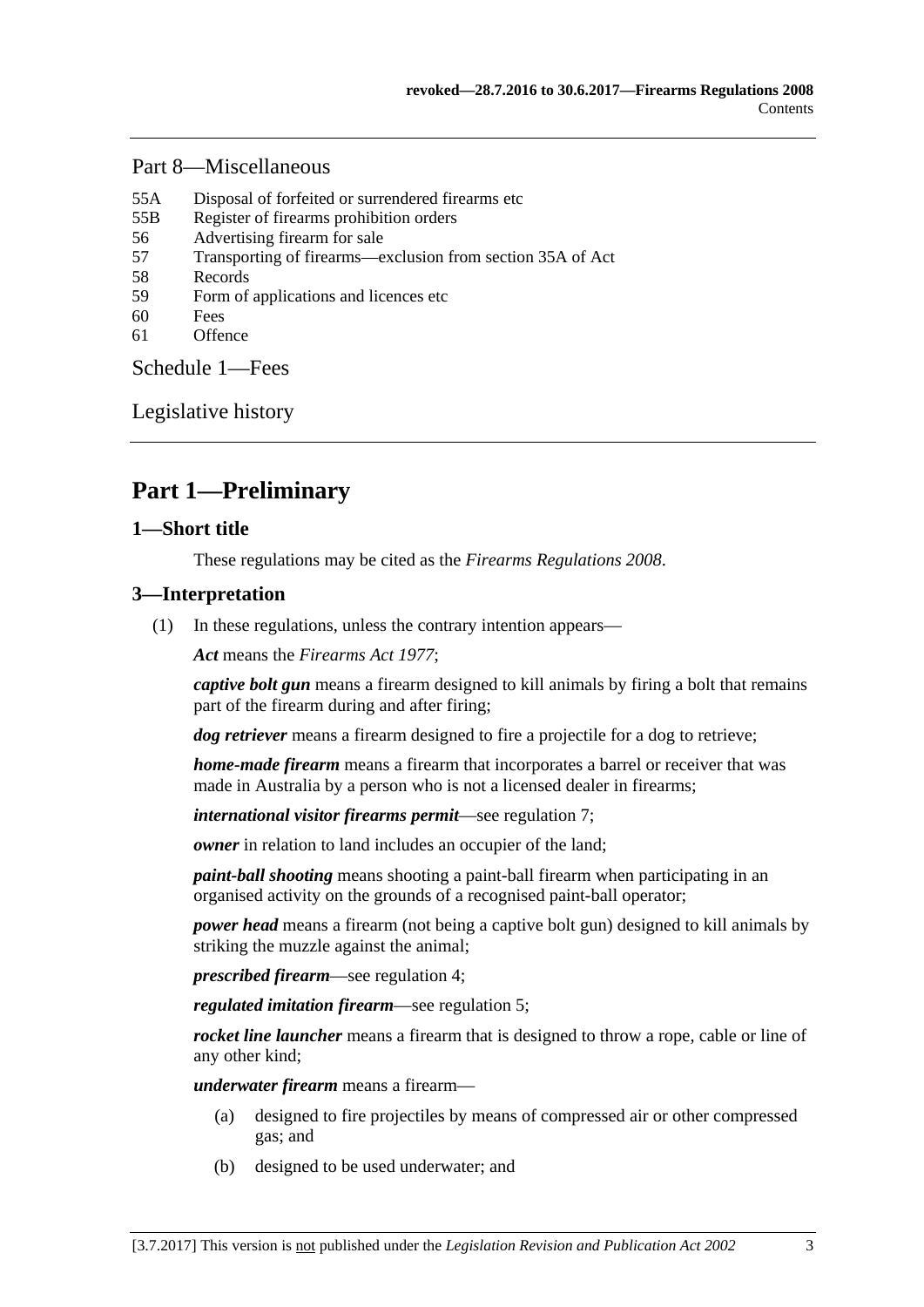## Part 8—Miscellaneous

55A Disposal of forfeited or surrendered firearms etc
55B Register of firearms prohibition orders
56 Advertising firearm for sale
57 Transporting of firearms—exclusion from section 35A of Act
58 Records
59 Form of applications and licences etc
60 Fees
61 Offence

## Schedule 1—Fees

## Legislative history

# Part 1—Preliminary

## 1—Short title

These regulations may be cited as the *Firearms Regulations 2008*.

## 3—Interpretation

(1) In these regulations, unless the contrary intention appears—

***Act*** means the *Firearms Act 1977*;

***captive bolt gun*** means a firearm designed to kill animals by firing a bolt that remains part of the firearm during and after firing;

***dog retriever*** means a firearm designed to fire a projectile for a dog to retrieve;

***home-made firearm*** means a firearm that incorporates a barrel or receiver that was made in Australia by a person who is not a licensed dealer in firearms;

***international visitor firearms permit***—see regulation 7;

***owner*** in relation to land includes an occupier of the land;

***paint-ball shooting*** means shooting a paint-ball firearm when participating in an organised activity on the grounds of a recognised paint-ball operator;

***power head*** means a firearm (not being a captive bolt gun) designed to kill animals by striking the muzzle against the animal;

***prescribed firearm***—see regulation 4;

***regulated imitation firearm***—see regulation 5;

***rocket line launcher*** means a firearm that is designed to throw a rope, cable or line of any other kind;

***underwater firearm*** means a firearm—

(a) designed to fire projectiles by means of compressed air or other compressed gas; and

(b) designed to be used underwater; and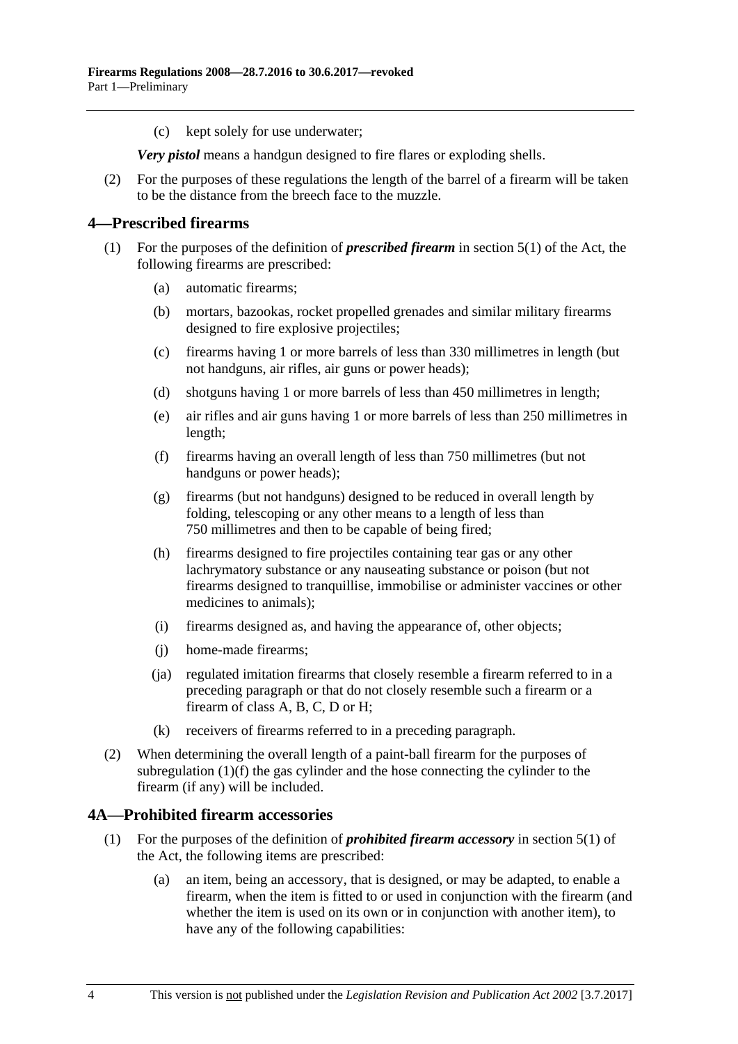(c) kept solely for use underwater;

***Very pistol*** means a handgun designed to fire flares or exploding shells.

(2) For the purposes of these regulations the length of the barrel of a firearm will be taken to be the distance from the breech face to the muzzle.

## 4—Prescribed firearms

(1) For the purposes of the definition of ***prescribed firearm*** in section 5(1) of the Act, the following firearms are prescribed:

(a) automatic firearms;

(b) mortars, bazookas, rocket propelled grenades and similar military firearms designed to fire explosive projectiles;

(c) firearms having 1 or more barrels of less than 330 millimetres in length (but not handguns, air rifles, air guns or power heads);

(d) shotguns having 1 or more barrels of less than 450 millimetres in length;

(e) air rifles and air guns having 1 or more barrels of less than 250 millimetres in length;

(f) firearms having an overall length of less than 750 millimetres (but not handguns or power heads);

(g) firearms (but not handguns) designed to be reduced in overall length by folding, telescoping or any other means to a length of less than 750 millimetres and then to be capable of being fired;

(h) firearms designed to fire projectiles containing tear gas or any other lachrymatory substance or any nauseating substance or poison (but not firearms designed to tranquillise, immobilise or administer vaccines or other medicines to animals);

(i) firearms designed as, and having the appearance of, other objects;

(j) home-made firearms;

(ja) regulated imitation firearms that closely resemble a firearm referred to in a preceding paragraph or that do not closely resemble such a firearm or a firearm of class A, B, C, D or H;

(k) receivers of firearms referred to in a preceding paragraph.

(2) When determining the overall length of a paint-ball firearm for the purposes of subregulation (1)(f) the gas cylinder and the hose connecting the cylinder to the firearm (if any) will be included.

## 4A—Prohibited firearm accessories

(1) For the purposes of the definition of ***prohibited firearm accessory*** in section 5(1) of the Act, the following items are prescribed:

(a) an item, being an accessory, that is designed, or may be adapted, to enable a firearm, when the item is fitted to or used in conjunction with the firearm (and whether the item is used on its own or in conjunction with another item), to have any of the following capabilities: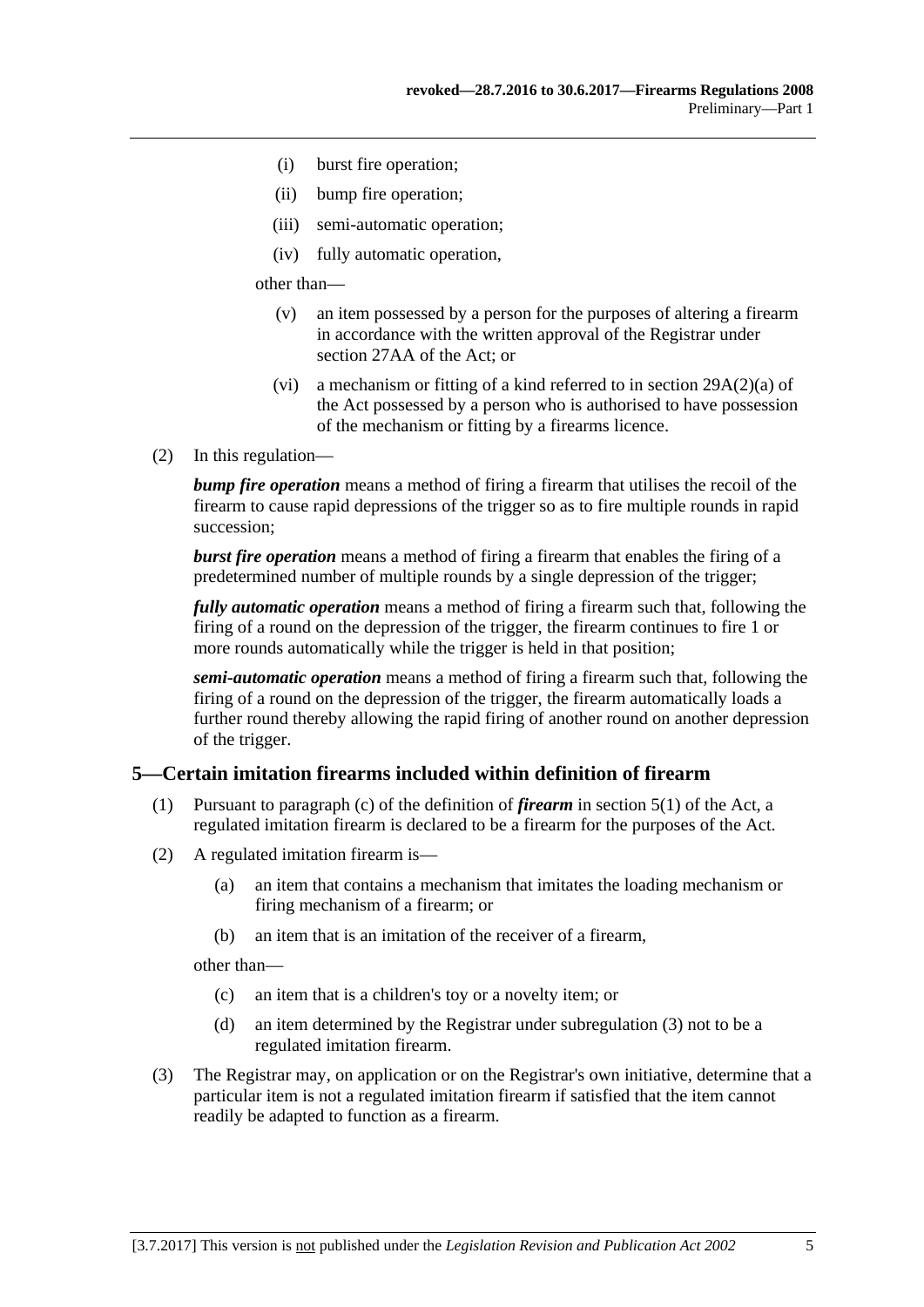(i) burst fire operation;

(ii) bump fire operation;

(iii) semi-automatic operation;

(iv) fully automatic operation,

other than—

(v) an item possessed by a person for the purposes of altering a firearm in accordance with the written approval of the Registrar under section 27AA of the Act; or

(vi) a mechanism or fitting of a kind referred to in section 29A(2)(a) of the Act possessed by a person who is authorised to have possession of the mechanism or fitting by a firearms licence.

(2) In this regulation—

***bump fire operation*** means a method of firing a firearm that utilises the recoil of the firearm to cause rapid depressions of the trigger so as to fire multiple rounds in rapid succession;

***burst fire operation*** means a method of firing a firearm that enables the firing of a predetermined number of multiple rounds by a single depression of the trigger;

***fully automatic operation*** means a method of firing a firearm such that, following the firing of a round on the depression of the trigger, the firearm continues to fire 1 or more rounds automatically while the trigger is held in that position;

***semi-automatic operation*** means a method of firing a firearm such that, following the firing of a round on the depression of the trigger, the firearm automatically loads a further round thereby allowing the rapid firing of another round on another depression of the trigger.

## 5—Certain imitation firearms included within definition of firearm

(1) Pursuant to paragraph (c) of the definition of ***firearm*** in section 5(1) of the Act, a regulated imitation firearm is declared to be a firearm for the purposes of the Act.

(2) A regulated imitation firearm is—

(a) an item that contains a mechanism that imitates the loading mechanism or firing mechanism of a firearm; or

(b) an item that is an imitation of the receiver of a firearm,

other than—

(c) an item that is a children's toy or a novelty item; or

(d) an item determined by the Registrar under subregulation (3) not to be a regulated imitation firearm.

(3) The Registrar may, on application or on the Registrar's own initiative, determine that a particular item is not a regulated imitation firearm if satisfied that the item cannot readily be adapted to function as a firearm.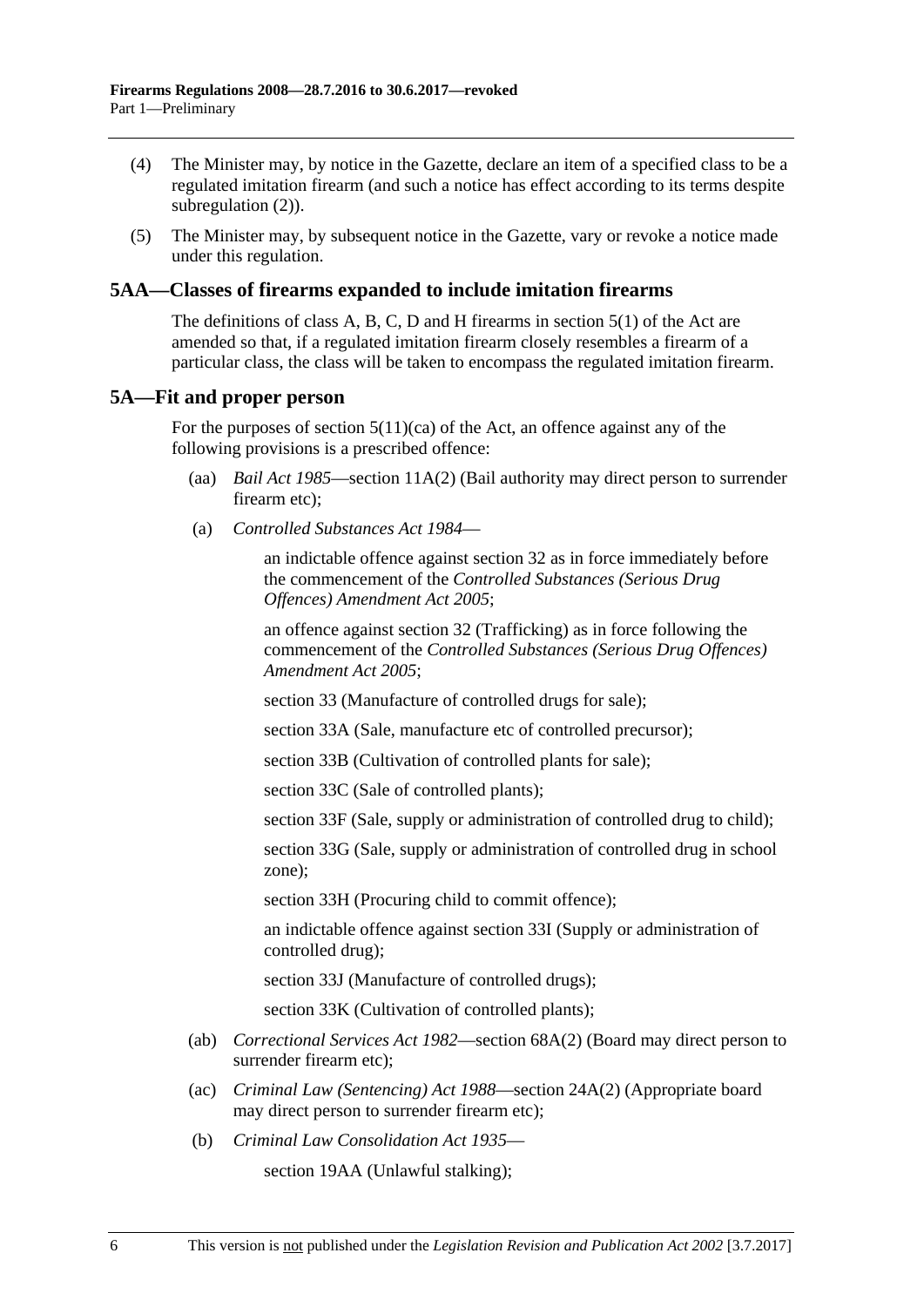(4) The Minister may, by notice in the Gazette, declare an item of a specified class to be a regulated imitation firearm (and such a notice has effect according to its terms despite subregulation (2)).

(5) The Minister may, by subsequent notice in the Gazette, vary or revoke a notice made under this regulation.

## 5AA—Classes of firearms expanded to include imitation firearms

The definitions of class A, B, C, D and H firearms in section 5(1) of the Act are amended so that, if a regulated imitation firearm closely resembles a firearm of a particular class, the class will be taken to encompass the regulated imitation firearm.

## 5A—Fit and proper person

For the purposes of section 5(11)(ca) of the Act, an offence against any of the following provisions is a prescribed offence:

(aa) *Bail Act 1985*—section 11A(2) (Bail authority may direct person to surrender firearm etc);

(a) *Controlled Substances Act 1984*—

an indictable offence against section 32 as in force immediately before the commencement of the *Controlled Substances (Serious Drug Offences) Amendment Act 2005*;

an offence against section 32 (Trafficking) as in force following the commencement of the *Controlled Substances (Serious Drug Offences) Amendment Act 2005*;

section 33 (Manufacture of controlled drugs for sale);

section 33A (Sale, manufacture etc of controlled precursor);

section 33B (Cultivation of controlled plants for sale);

section 33C (Sale of controlled plants);

section 33F (Sale, supply or administration of controlled drug to child);

section 33G (Sale, supply or administration of controlled drug in school zone);

section 33H (Procuring child to commit offence);

an indictable offence against section 33I (Supply or administration of controlled drug);

section 33J (Manufacture of controlled drugs);

section 33K (Cultivation of controlled plants);

(ab) *Correctional Services Act 1982*—section 68A(2) (Board may direct person to surrender firearm etc);

(ac) *Criminal Law (Sentencing) Act 1988*—section 24A(2) (Appropriate board may direct person to surrender firearm etc);

(b) *Criminal Law Consolidation Act 1935*—

section 19AA (Unlawful stalking);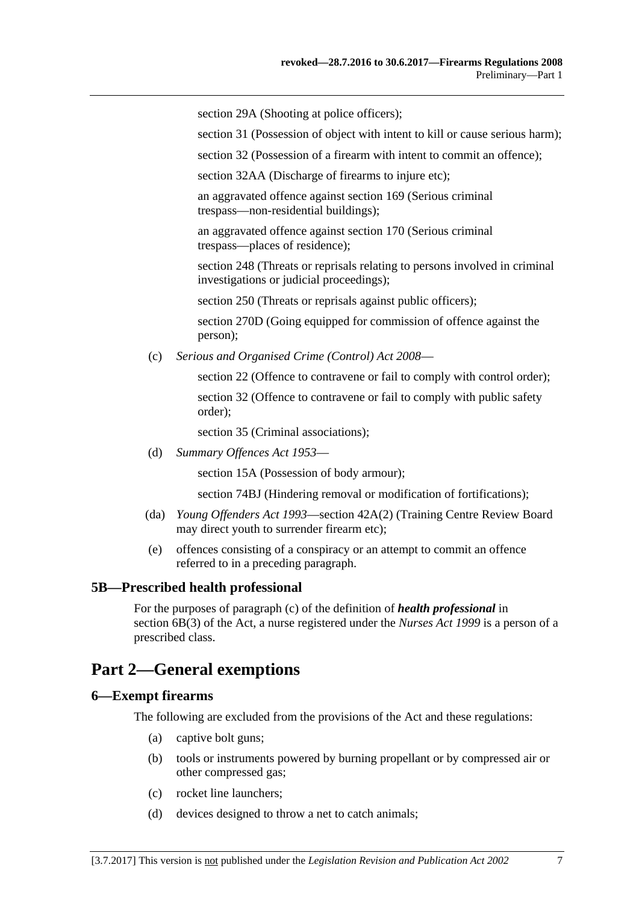section 29A (Shooting at police officers);

section 31 (Possession of object with intent to kill or cause serious harm);

section 32 (Possession of a firearm with intent to commit an offence);

section 32AA (Discharge of firearms to injure etc);

an aggravated offence against section 169 (Serious criminal trespass—non-residential buildings);

an aggravated offence against section 170 (Serious criminal trespass—places of residence);

section 248 (Threats or reprisals relating to persons involved in criminal investigations or judicial proceedings);

section 250 (Threats or reprisals against public officers);

section 270D (Going equipped for commission of offence against the person);

(c) *Serious and Organised Crime (Control) Act 2008*—

section 22 (Offence to contravene or fail to comply with control order);

section 32 (Offence to contravene or fail to comply with public safety order);

section 35 (Criminal associations);

(d) *Summary Offences Act 1953*—

section 15A (Possession of body armour);

section 74BJ (Hindering removal or modification of fortifications);

(da) *Young Offenders Act 1993*—section 42A(2) (Training Centre Review Board may direct youth to surrender firearm etc);

(e) offences consisting of a conspiracy or an attempt to commit an offence referred to in a preceding paragraph.

### 5B—Prescribed health professional

For the purposes of paragraph (c) of the definition of ***health professional*** in section 6B(3) of the Act, a nurse registered under the *Nurses Act 1999* is a person of a prescribed class.

## Part 2—General exemptions

### 6—Exempt firearms

The following are excluded from the provisions of the Act and these regulations:

(a) captive bolt guns;

(b) tools or instruments powered by burning propellant or by compressed air or other compressed gas;

(c) rocket line launchers;

(d) devices designed to throw a net to catch animals;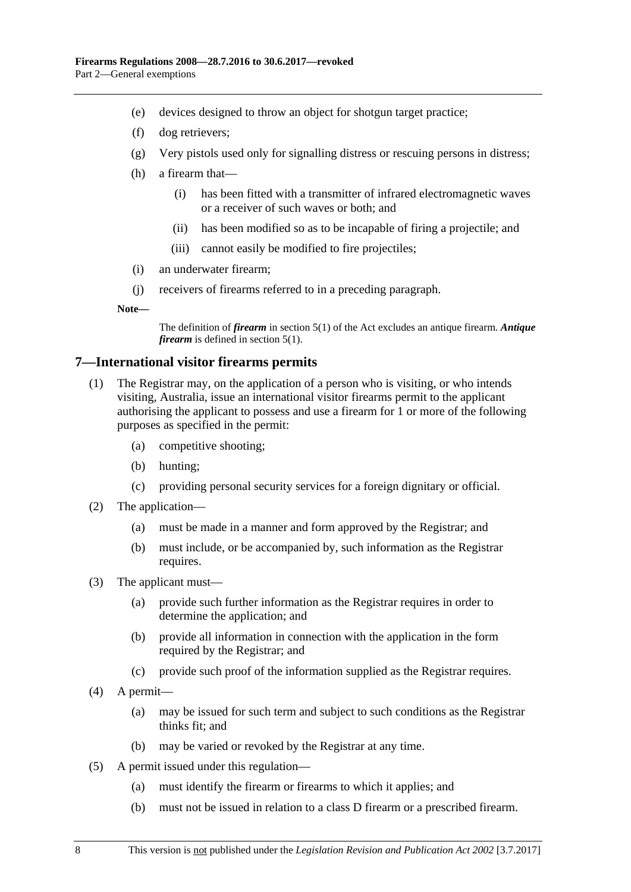(e) devices designed to throw an object for shotgun target practice;

(f) dog retrievers;

(g) Very pistols used only for signalling distress or rescuing persons in distress;

(h) a firearm that—

  (i) has been fitted with a transmitter of infrared electromagnetic waves or a receiver of such waves or both; and

  (ii) has been modified so as to be incapable of firing a projectile; and

  (iii) cannot easily be modified to fire projectiles;

(i) an underwater firearm;

(j) receivers of firearms referred to in a preceding paragraph.

**Note—**

The definition of ***firearm*** in section 5(1) of the Act excludes an antique firearm. ***Antique firearm*** is defined in section 5(1).

## 7—International visitor firearms permits

(1) The Registrar may, on the application of a person who is visiting, or who intends visiting, Australia, issue an international visitor firearms permit to the applicant authorising the applicant to possess and use a firearm for 1 or more of the following purposes as specified in the permit:

  (a) competitive shooting;

  (b) hunting;

  (c) providing personal security services for a foreign dignitary or official.

(2) The application—

  (a) must be made in a manner and form approved by the Registrar; and

  (b) must include, or be accompanied by, such information as the Registrar requires.

(3) The applicant must—

  (a) provide such further information as the Registrar requires in order to determine the application; and

  (b) provide all information in connection with the application in the form required by the Registrar; and

  (c) provide such proof of the information supplied as the Registrar requires.

(4) A permit—

  (a) may be issued for such term and subject to such conditions as the Registrar thinks fit; and

  (b) may be varied or revoked by the Registrar at any time.

(5) A permit issued under this regulation—

  (a) must identify the firearm or firearms to which it applies; and

  (b) must not be issued in relation to a class D firearm or a prescribed firearm.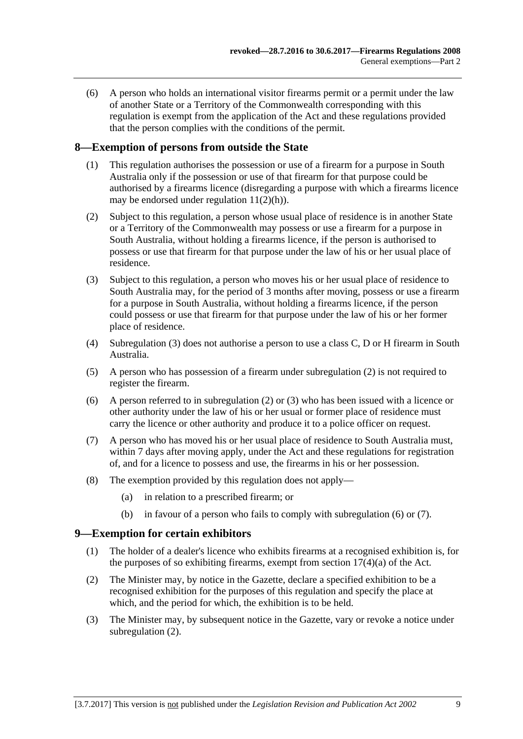(6) A person who holds an international visitor firearms permit or a permit under the law of another State or a Territory of the Commonwealth corresponding with this regulation is exempt from the application of the Act and these regulations provided that the person complies with the conditions of the permit.

## 8—Exemption of persons from outside the State

(1) This regulation authorises the possession or use of a firearm for a purpose in South Australia only if the possession or use of that firearm for that purpose could be authorised by a firearms licence (disregarding a purpose with which a firearms licence may be endorsed under regulation 11(2)(h)).

(2) Subject to this regulation, a person whose usual place of residence is in another State or a Territory of the Commonwealth may possess or use a firearm for a purpose in South Australia, without holding a firearms licence, if the person is authorised to possess or use that firearm for that purpose under the law of his or her usual place of residence.

(3) Subject to this regulation, a person who moves his or her usual place of residence to South Australia may, for the period of 3 months after moving, possess or use a firearm for a purpose in South Australia, without holding a firearms licence, if the person could possess or use that firearm for that purpose under the law of his or her former place of residence.

(4) Subregulation (3) does not authorise a person to use a class C, D or H firearm in South Australia.

(5) A person who has possession of a firearm under subregulation (2) is not required to register the firearm.

(6) A person referred to in subregulation (2) or (3) who has been issued with a licence or other authority under the law of his or her usual or former place of residence must carry the licence or other authority and produce it to a police officer on request.

(7) A person who has moved his or her usual place of residence to South Australia must, within 7 days after moving apply, under the Act and these regulations for registration of, and for a licence to possess and use, the firearms in his or her possession.

(8) The exemption provided by this regulation does not apply—

- (a) in relation to a prescribed firearm; or
- (b) in favour of a person who fails to comply with subregulation (6) or (7).

## 9—Exemption for certain exhibitors

(1) The holder of a dealer's licence who exhibits firearms at a recognised exhibition is, for the purposes of so exhibiting firearms, exempt from section 17(4)(a) of the Act.

(2) The Minister may, by notice in the Gazette, declare a specified exhibition to be a recognised exhibition for the purposes of this regulation and specify the place at which, and the period for which, the exhibition is to be held.

(3) The Minister may, by subsequent notice in the Gazette, vary or revoke a notice under subregulation (2).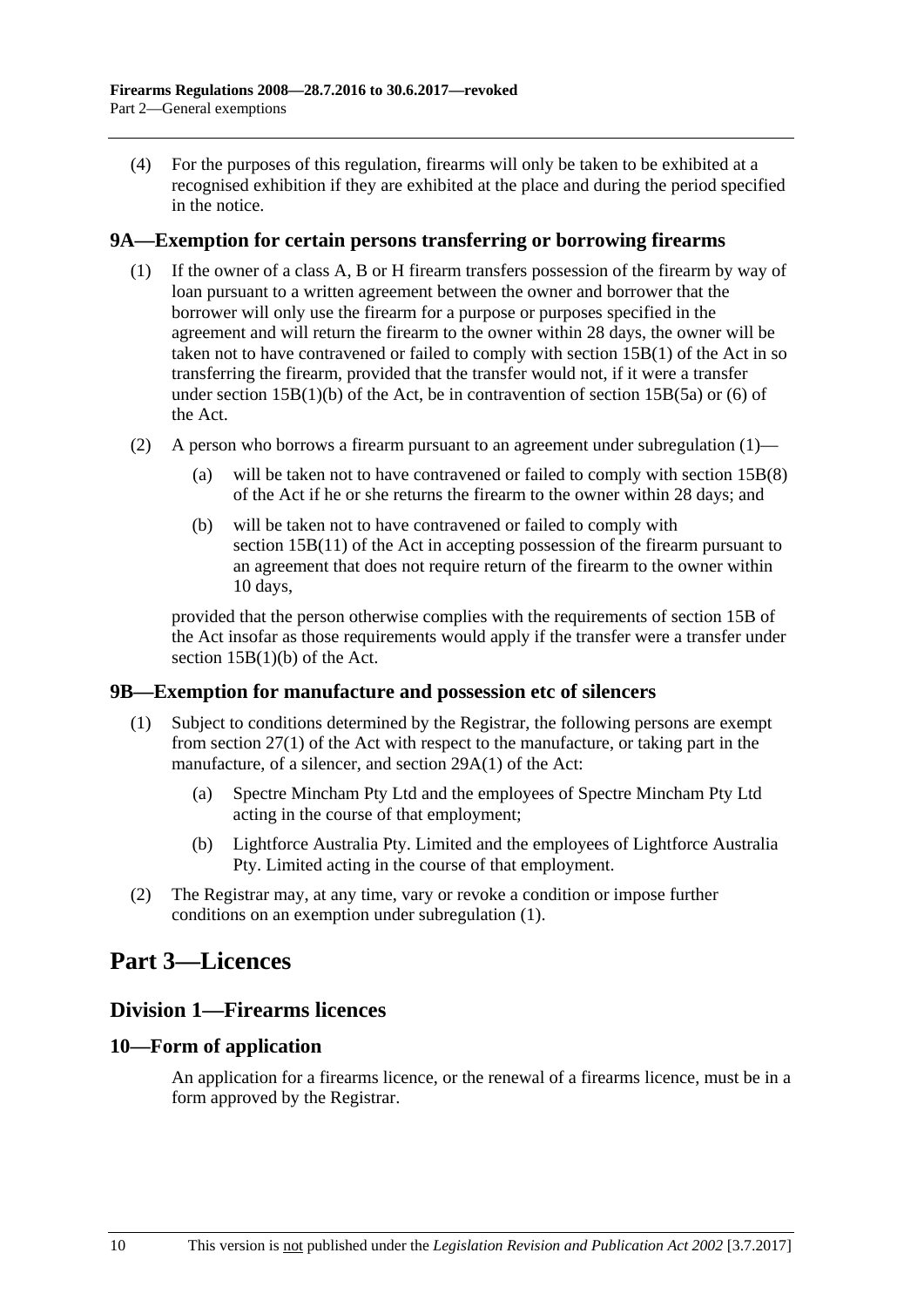(4) For the purposes of this regulation, firearms will only be taken to be exhibited at a recognised exhibition if they are exhibited at the place and during the period specified in the notice.

### 9A—Exemption for certain persons transferring or borrowing firearms

(1) If the owner of a class A, B or H firearm transfers possession of the firearm by way of loan pursuant to a written agreement between the owner and borrower that the borrower will only use the firearm for a purpose or purposes specified in the agreement and will return the firearm to the owner within 28 days, the owner will be taken not to have contravened or failed to comply with section 15B(1) of the Act in so transferring the firearm, provided that the transfer would not, if it were a transfer under section 15B(1)(b) of the Act, be in contravention of section 15B(5a) or (6) of the Act.

(2) A person who borrows a firearm pursuant to an agreement under subregulation (1)—

- (a) will be taken not to have contravened or failed to comply with section 15B(8) of the Act if he or she returns the firearm to the owner within 28 days; and
- (b) will be taken not to have contravened or failed to comply with section 15B(11) of the Act in accepting possession of the firearm pursuant to an agreement that does not require return of the firearm to the owner within 10 days,

provided that the person otherwise complies with the requirements of section 15B of the Act insofar as those requirements would apply if the transfer were a transfer under section 15B(1)(b) of the Act.

### 9B—Exemption for manufacture and possession etc of silencers

(1) Subject to conditions determined by the Registrar, the following persons are exempt from section 27(1) of the Act with respect to the manufacture, or taking part in the manufacture, of a silencer, and section 29A(1) of the Act:

- (a) Spectre Mincham Pty Ltd and the employees of Spectre Mincham Pty Ltd acting in the course of that employment;
- (b) Lightforce Australia Pty. Limited and the employees of Lightforce Australia Pty. Limited acting in the course of that employment.

(2) The Registrar may, at any time, vary or revoke a condition or impose further conditions on an exemption under subregulation (1).

# Part 3—Licences

## Division 1—Firearms licences

### 10—Form of application

An application for a firearms licence, or the renewal of a firearms licence, must be in a form approved by the Registrar.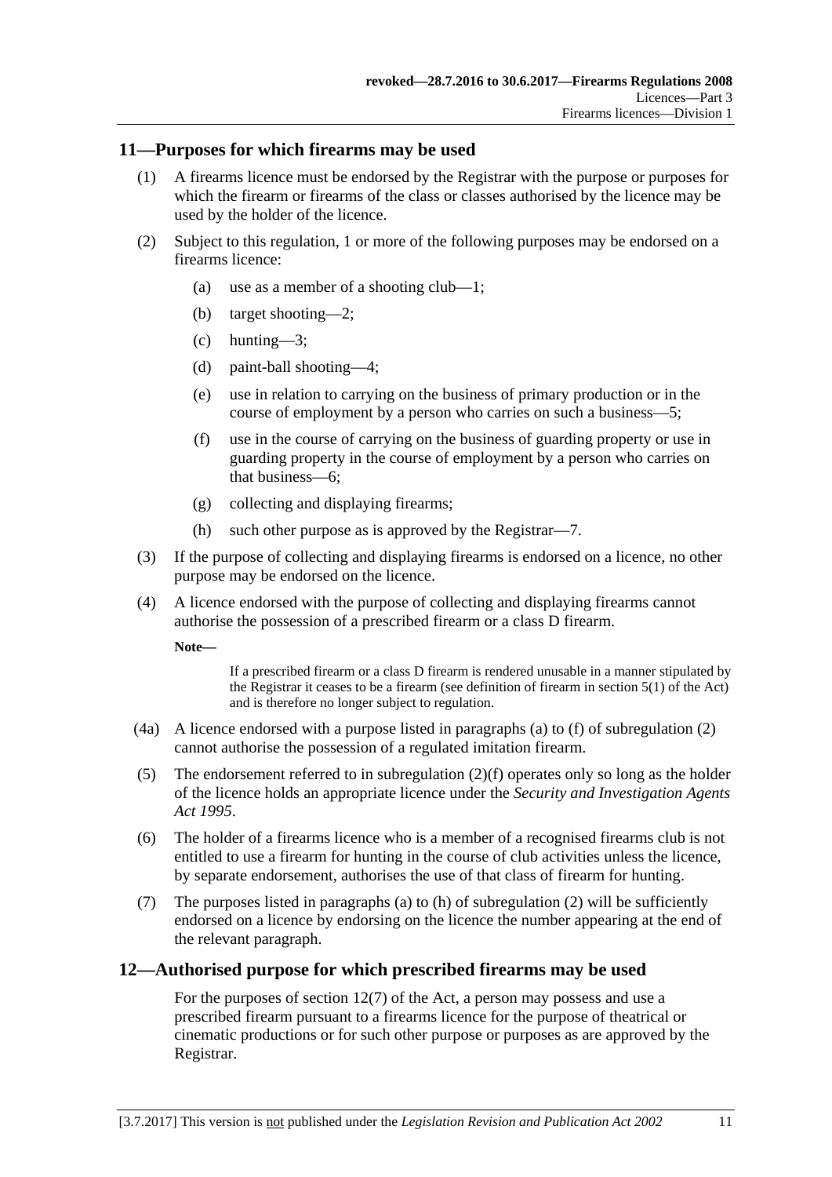## 11—Purposes for which firearms may be used

(1) A firearms licence must be endorsed by the Registrar with the purpose or purposes for which the firearm or firearms of the class or classes authorised by the licence may be used by the holder of the licence.

(2) Subject to this regulation, 1 or more of the following purposes may be endorsed on a firearms licence:

- (a) use as a member of a shooting club—1;
- (b) target shooting—2;
- (c) hunting—3;
- (d) paint-ball shooting—4;
- (e) use in relation to carrying on the business of primary production or in the course of employment by a person who carries on such a business—5;
- (f) use in the course of carrying on the business of guarding property or use in guarding property in the course of employment by a person who carries on that business—6;
- (g) collecting and displaying firearms;
- (h) such other purpose as is approved by the Registrar—7.

(3) If the purpose of collecting and displaying firearms is endorsed on a licence, no other purpose may be endorsed on the licence.

(4) A licence endorsed with the purpose of collecting and displaying firearms cannot authorise the possession of a prescribed firearm or a class D firearm.

**Note—**

> If a prescribed firearm or a class D firearm is rendered unusable in a manner stipulated by the Registrar it ceases to be a firearm (see definition of firearm in section 5(1) of the Act) and is therefore no longer subject to regulation.

(4a) A licence endorsed with a purpose listed in paragraphs (a) to (f) of subregulation (2) cannot authorise the possession of a regulated imitation firearm.

(5) The endorsement referred to in subregulation (2)(f) operates only so long as the holder of the licence holds an appropriate licence under the *Security and Investigation Agents Act 1995*.

(6) The holder of a firearms licence who is a member of a recognised firearms club is not entitled to use a firearm for hunting in the course of club activities unless the licence, by separate endorsement, authorises the use of that class of firearm for hunting.

(7) The purposes listed in paragraphs (a) to (h) of subregulation (2) will be sufficiently endorsed on a licence by endorsing on the licence the number appearing at the end of the relevant paragraph.

## 12—Authorised purpose for which prescribed firearms may be used

For the purposes of section 12(7) of the Act, a person may possess and use a prescribed firearm pursuant to a firearms licence for the purpose of theatrical or cinematic productions or for such other purpose or purposes as are approved by the Registrar.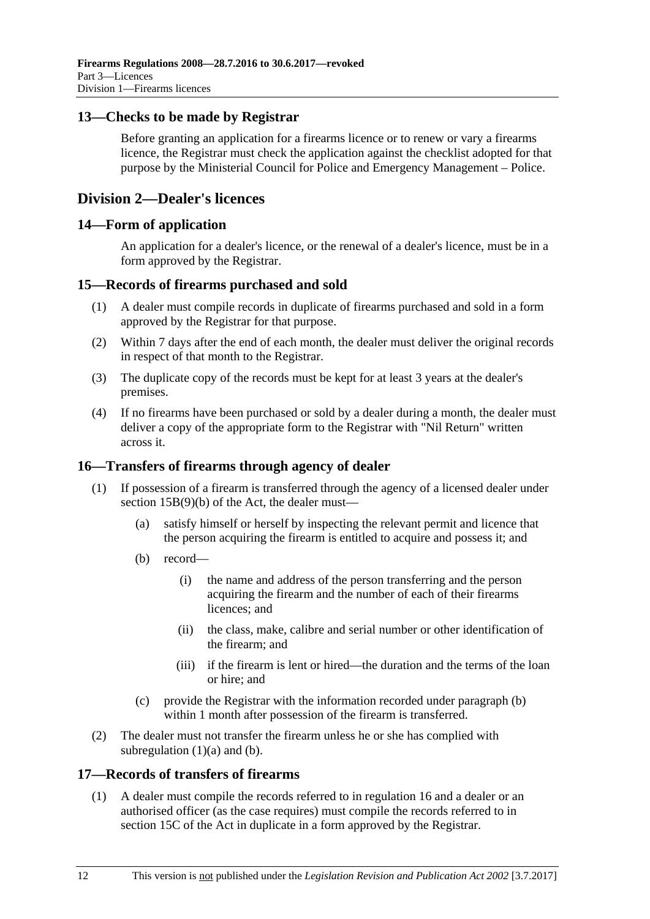## 13—Checks to be made by Registrar

Before granting an application for a firearms licence or to renew or vary a firearms licence, the Registrar must check the application against the checklist adopted for that purpose by the Ministerial Council for Police and Emergency Management – Police.

# Division 2—Dealer's licences

## 14—Form of application

An application for a dealer's licence, or the renewal of a dealer's licence, must be in a form approved by the Registrar.

## 15—Records of firearms purchased and sold

(1) A dealer must compile records in duplicate of firearms purchased and sold in a form approved by the Registrar for that purpose.

(2) Within 7 days after the end of each month, the dealer must deliver the original records in respect of that month to the Registrar.

(3) The duplicate copy of the records must be kept for at least 3 years at the dealer's premises.

(4) If no firearms have been purchased or sold by a dealer during a month, the dealer must deliver a copy of the appropriate form to the Registrar with "Nil Return" written across it.

## 16—Transfers of firearms through agency of dealer

(1) If possession of a firearm is transferred through the agency of a licensed dealer under section 15B(9)(b) of the Act, the dealer must—

- (a) satisfy himself or herself by inspecting the relevant permit and licence that the person acquiring the firearm is entitled to acquire and possess it; and
- (b) record—
  - (i) the name and address of the person transferring and the person acquiring the firearm and the number of each of their firearms licences; and
  - (ii) the class, make, calibre and serial number or other identification of the firearm; and
  - (iii) if the firearm is lent or hired—the duration and the terms of the loan or hire; and
- (c) provide the Registrar with the information recorded under paragraph (b) within 1 month after possession of the firearm is transferred.

(2) The dealer must not transfer the firearm unless he or she has complied with subregulation (1)(a) and (b).

## 17—Records of transfers of firearms

(1) A dealer must compile the records referred to in regulation 16 and a dealer or an authorised officer (as the case requires) must compile the records referred to in section 15C of the Act in duplicate in a form approved by the Registrar.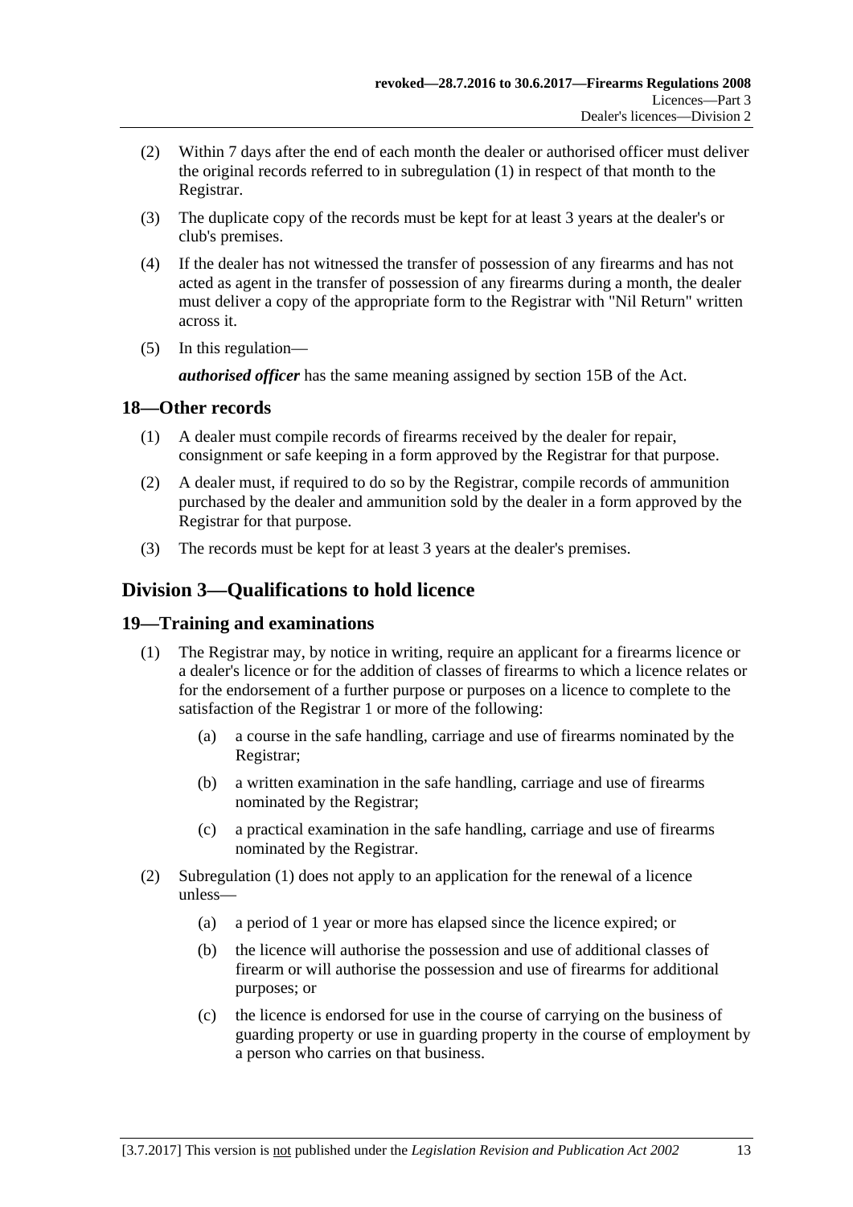(2) Within 7 days after the end of each month the dealer or authorised officer must deliver the original records referred to in subregulation (1) in respect of that month to the Registrar.

(3) The duplicate copy of the records must be kept for at least 3 years at the dealer's or club's premises.

(4) If the dealer has not witnessed the transfer of possession of any firearms and has not acted as agent in the transfer of possession of any firearms during a month, the dealer must deliver a copy of the appropriate form to the Registrar with "Nil Return" written across it.

(5) In this regulation—

***authorised officer*** has the same meaning assigned by section 15B of the Act.

## 18—Other records

(1) A dealer must compile records of firearms received by the dealer for repair, consignment or safe keeping in a form approved by the Registrar for that purpose.

(2) A dealer must, if required to do so by the Registrar, compile records of ammunition purchased by the dealer and ammunition sold by the dealer in a form approved by the Registrar for that purpose.

(3) The records must be kept for at least 3 years at the dealer's premises.

# Division 3—Qualifications to hold licence

## 19—Training and examinations

(1) The Registrar may, by notice in writing, require an applicant for a firearms licence or a dealer's licence or for the addition of classes of firearms to which a licence relates or for the endorsement of a further purpose or purposes on a licence to complete to the satisfaction of the Registrar 1 or more of the following:

- (a) a course in the safe handling, carriage and use of firearms nominated by the Registrar;
- (b) a written examination in the safe handling, carriage and use of firearms nominated by the Registrar;
- (c) a practical examination in the safe handling, carriage and use of firearms nominated by the Registrar.

(2) Subregulation (1) does not apply to an application for the renewal of a licence unless—

- (a) a period of 1 year or more has elapsed since the licence expired; or
- (b) the licence will authorise the possession and use of additional classes of firearm or will authorise the possession and use of firearms for additional purposes; or
- (c) the licence is endorsed for use in the course of carrying on the business of guarding property or use in guarding property in the course of employment by a person who carries on that business.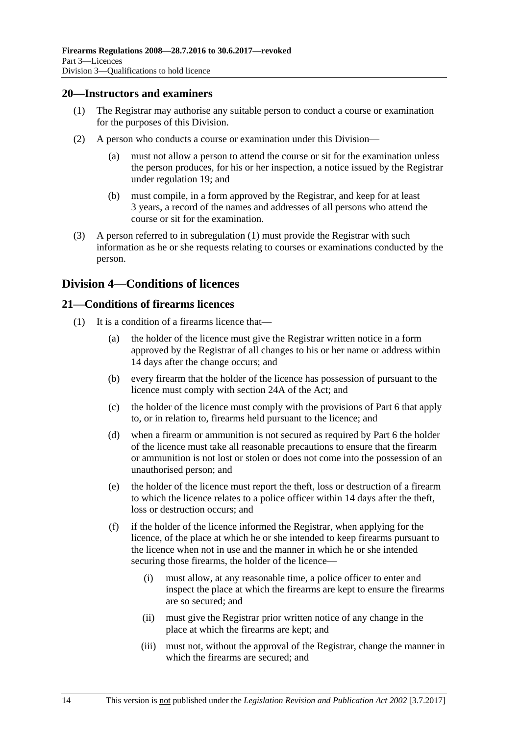## 20—Instructors and examiners

(1) The Registrar may authorise any suitable person to conduct a course or examination for the purposes of this Division.

(2) A person who conducts a course or examination under this Division—

   (a) must not allow a person to attend the course or sit for the examination unless the person produces, for his or her inspection, a notice issued by the Registrar under regulation 19; and

   (b) must compile, in a form approved by the Registrar, and keep for at least 3 years, a record of the names and addresses of all persons who attend the course or sit for the examination.

(3) A person referred to in subregulation (1) must provide the Registrar with such information as he or she requests relating to courses or examinations conducted by the person.

# Division 4—Conditions of licences

## 21—Conditions of firearms licences

(1) It is a condition of a firearms licence that—

   (a) the holder of the licence must give the Registrar written notice in a form approved by the Registrar of all changes to his or her name or address within 14 days after the change occurs; and

   (b) every firearm that the holder of the licence has possession of pursuant to the licence must comply with section 24A of the Act; and

   (c) the holder of the licence must comply with the provisions of Part 6 that apply to, or in relation to, firearms held pursuant to the licence; and

   (d) when a firearm or ammunition is not secured as required by Part 6 the holder of the licence must take all reasonable precautions to ensure that the firearm or ammunition is not lost or stolen or does not come into the possession of an unauthorised person; and

   (e) the holder of the licence must report the theft, loss or destruction of a firearm to which the licence relates to a police officer within 14 days after the theft, loss or destruction occurs; and

   (f) if the holder of the licence informed the Registrar, when applying for the licence, of the place at which he or she intended to keep firearms pursuant to the licence when not in use and the manner in which he or she intended securing those firearms, the holder of the licence—

      (i) must allow, at any reasonable time, a police officer to enter and inspect the place at which the firearms are kept to ensure the firearms are so secured; and

      (ii) must give the Registrar prior written notice of any change in the place at which the firearms are kept; and

      (iii) must not, without the approval of the Registrar, change the manner in which the firearms are secured; and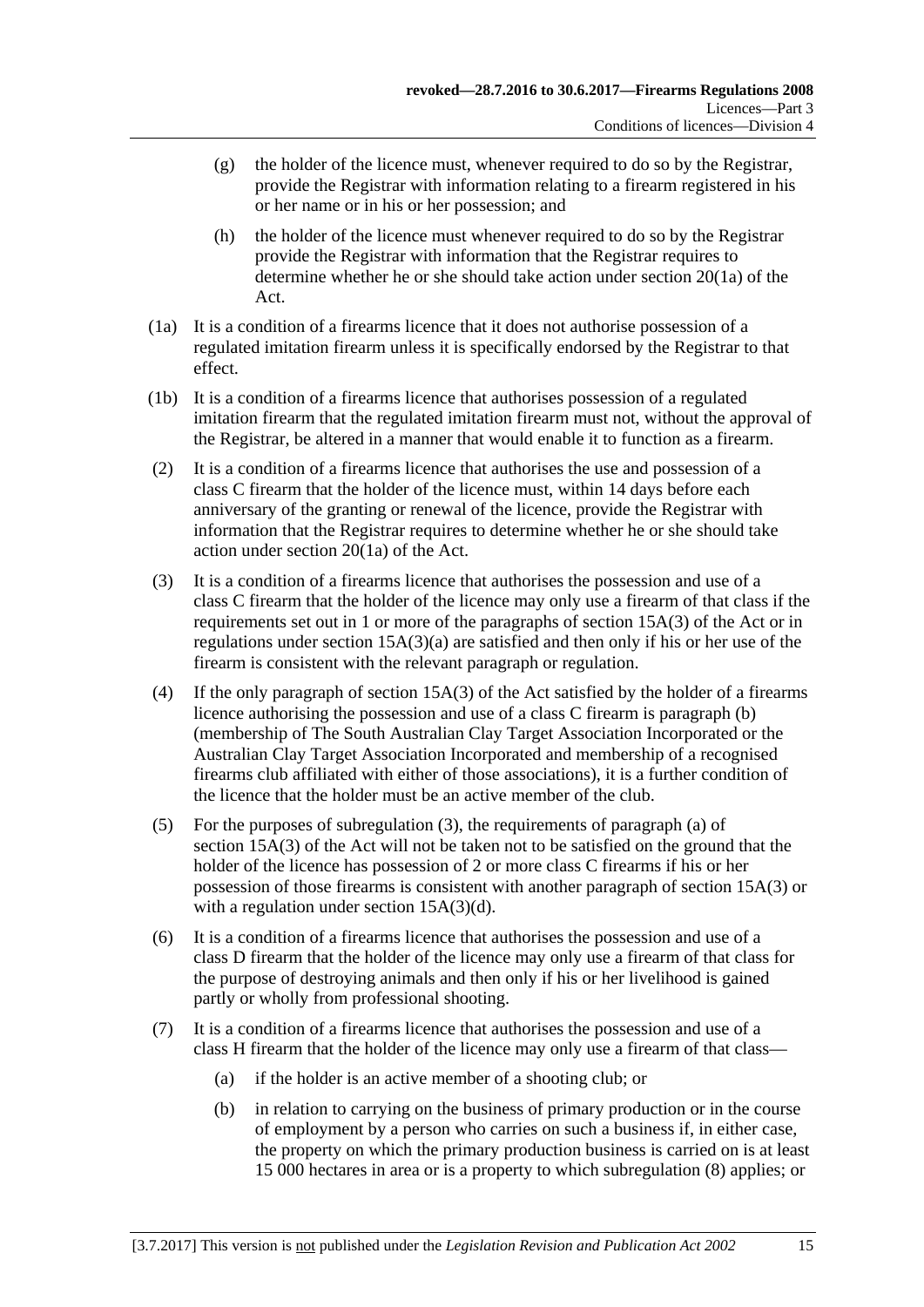(g) the holder of the licence must, whenever required to do so by the Registrar, provide the Registrar with information relating to a firearm registered in his or her name or in his or her possession; and

(h) the holder of the licence must whenever required to do so by the Registrar provide the Registrar with information that the Registrar requires to determine whether he or she should take action under section 20(1a) of the Act.

(1a) It is a condition of a firearms licence that it does not authorise possession of a regulated imitation firearm unless it is specifically endorsed by the Registrar to that effect.

(1b) It is a condition of a firearms licence that authorises possession of a regulated imitation firearm that the regulated imitation firearm must not, without the approval of the Registrar, be altered in a manner that would enable it to function as a firearm.

(2) It is a condition of a firearms licence that authorises the use and possession of a class C firearm that the holder of the licence must, within 14 days before each anniversary of the granting or renewal of the licence, provide the Registrar with information that the Registrar requires to determine whether he or she should take action under section 20(1a) of the Act.

(3) It is a condition of a firearms licence that authorises the possession and use of a class C firearm that the holder of the licence may only use a firearm of that class if the requirements set out in 1 or more of the paragraphs of section 15A(3) of the Act or in regulations under section 15A(3)(a) are satisfied and then only if his or her use of the firearm is consistent with the relevant paragraph or regulation.

(4) If the only paragraph of section 15A(3) of the Act satisfied by the holder of a firearms licence authorising the possession and use of a class C firearm is paragraph (b) (membership of The South Australian Clay Target Association Incorporated or the Australian Clay Target Association Incorporated and membership of a recognised firearms club affiliated with either of those associations), it is a further condition of the licence that the holder must be an active member of the club.

(5) For the purposes of subregulation (3), the requirements of paragraph (a) of section 15A(3) of the Act will not be taken not to be satisfied on the ground that the holder of the licence has possession of 2 or more class C firearms if his or her possession of those firearms is consistent with another paragraph of section 15A(3) or with a regulation under section 15A(3)(d).

(6) It is a condition of a firearms licence that authorises the possession and use of a class D firearm that the holder of the licence may only use a firearm of that class for the purpose of destroying animals and then only if his or her livelihood is gained partly or wholly from professional shooting.

(7) It is a condition of a firearms licence that authorises the possession and use of a class H firearm that the holder of the licence may only use a firearm of that class—

(a) if the holder is an active member of a shooting club; or

(b) in relation to carrying on the business of primary production or in the course of employment by a person who carries on such a business if, in either case, the property on which the primary production business is carried on is at least 15 000 hectares in area or is a property to which subregulation (8) applies; or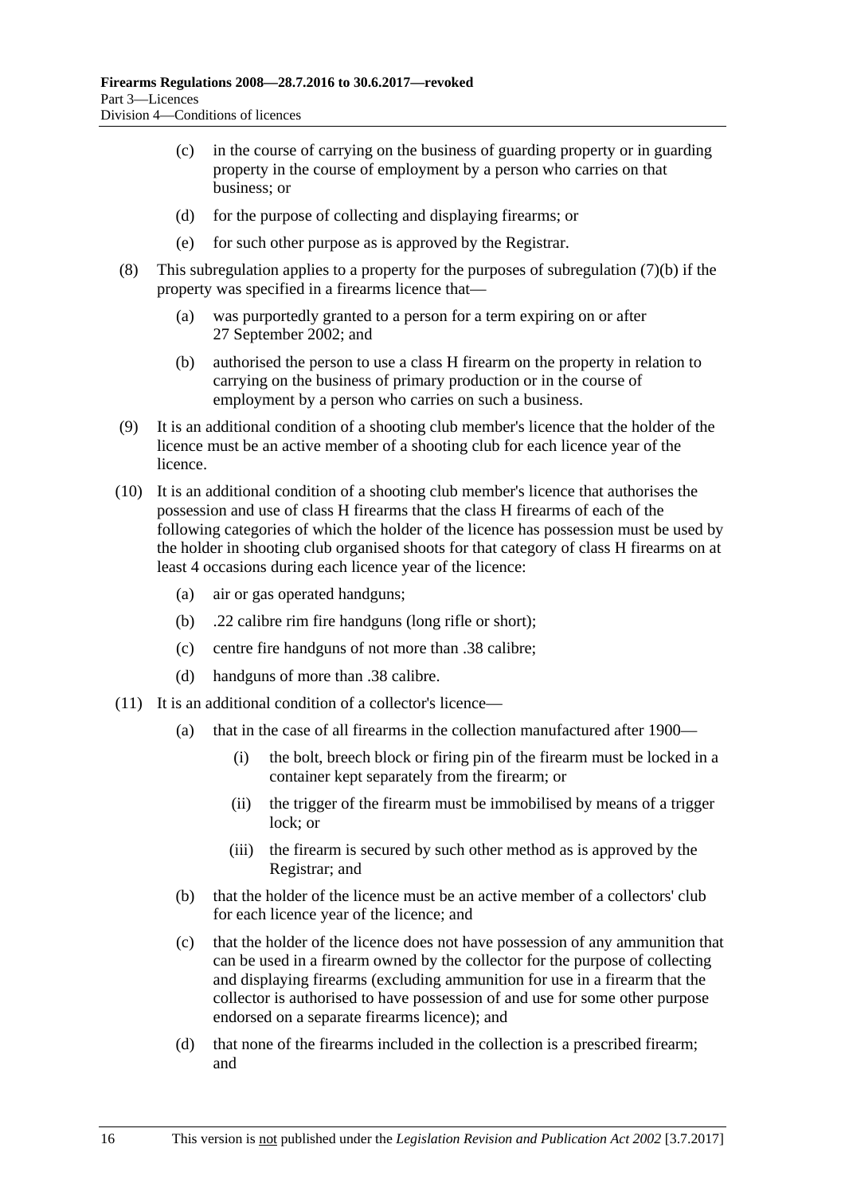(c) in the course of carrying on the business of guarding property or in guarding property in the course of employment by a person who carries on that business; or

(d) for the purpose of collecting and displaying firearms; or

(e) for such other purpose as is approved by the Registrar.

(8) This subregulation applies to a property for the purposes of subregulation (7)(b) if the property was specified in a firearms licence that—

(a) was purportedly granted to a person for a term expiring on or after 27 September 2002; and

(b) authorised the person to use a class H firearm on the property in relation to carrying on the business of primary production or in the course of employment by a person who carries on such a business.

(9) It is an additional condition of a shooting club member's licence that the holder of the licence must be an active member of a shooting club for each licence year of the licence.

(10) It is an additional condition of a shooting club member's licence that authorises the possession and use of class H firearms that the class H firearms of each of the following categories of which the holder of the licence has possession must be used by the holder in shooting club organised shoots for that category of class H firearms on at least 4 occasions during each licence year of the licence:

(a) air or gas operated handguns;

(b) .22 calibre rim fire handguns (long rifle or short);

(c) centre fire handguns of not more than .38 calibre;

(d) handguns of more than .38 calibre.

(11) It is an additional condition of a collector's licence—

(a) that in the case of all firearms in the collection manufactured after 1900—

(i) the bolt, breech block or firing pin of the firearm must be locked in a container kept separately from the firearm; or

(ii) the trigger of the firearm must be immobilised by means of a trigger lock; or

(iii) the firearm is secured by such other method as is approved by the Registrar; and

(b) that the holder of the licence must be an active member of a collectors' club for each licence year of the licence; and

(c) that the holder of the licence does not have possession of any ammunition that can be used in a firearm owned by the collector for the purpose of collecting and displaying firearms (excluding ammunition for use in a firearm that the collector is authorised to have possession of and use for some other purpose endorsed on a separate firearms licence); and

(d) that none of the firearms included in the collection is a prescribed firearm; and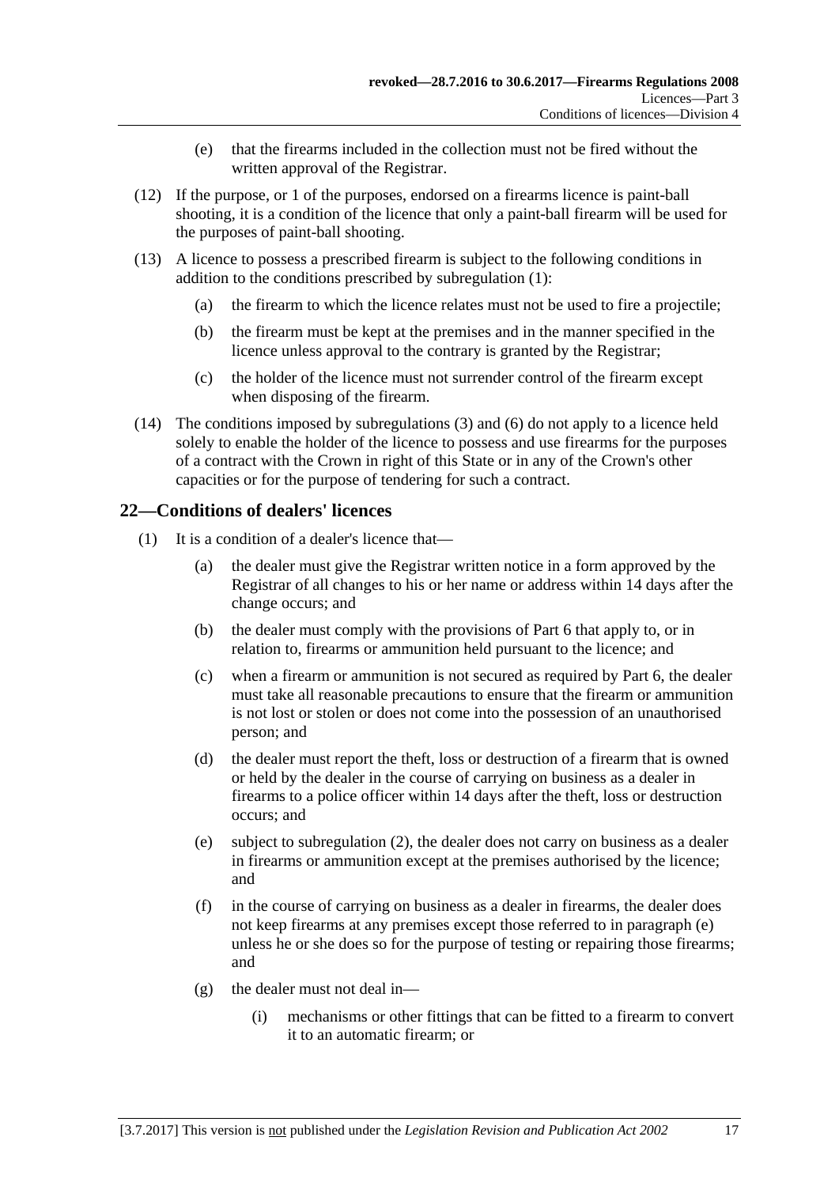(e) that the firearms included in the collection must not be fired without the written approval of the Registrar.

(12) If the purpose, or 1 of the purposes, endorsed on a firearms licence is paint-ball shooting, it is a condition of the licence that only a paint-ball firearm will be used for the purposes of paint-ball shooting.

(13) A licence to possess a prescribed firearm is subject to the following conditions in addition to the conditions prescribed by subregulation (1):

(a) the firearm to which the licence relates must not be used to fire a projectile;

(b) the firearm must be kept at the premises and in the manner specified in the licence unless approval to the contrary is granted by the Registrar;

(c) the holder of the licence must not surrender control of the firearm except when disposing of the firearm.

(14) The conditions imposed by subregulations (3) and (6) do not apply to a licence held solely to enable the holder of the licence to possess and use firearms for the purposes of a contract with the Crown in right of this State or in any of the Crown's other capacities or for the purpose of tendering for such a contract.

## 22—Conditions of dealers' licences

(1) It is a condition of a dealer's licence that—

(a) the dealer must give the Registrar written notice in a form approved by the Registrar of all changes to his or her name or address within 14 days after the change occurs; and

(b) the dealer must comply with the provisions of Part 6 that apply to, or in relation to, firearms or ammunition held pursuant to the licence; and

(c) when a firearm or ammunition is not secured as required by Part 6, the dealer must take all reasonable precautions to ensure that the firearm or ammunition is not lost or stolen or does not come into the possession of an unauthorised person; and

(d) the dealer must report the theft, loss or destruction of a firearm that is owned or held by the dealer in the course of carrying on business as a dealer in firearms to a police officer within 14 days after the theft, loss or destruction occurs; and

(e) subject to subregulation (2), the dealer does not carry on business as a dealer in firearms or ammunition except at the premises authorised by the licence; and

(f) in the course of carrying on business as a dealer in firearms, the dealer does not keep firearms at any premises except those referred to in paragraph (e) unless he or she does so for the purpose of testing or repairing those firearms; and

(g) the dealer must not deal in—

(i) mechanisms or other fittings that can be fitted to a firearm to convert it to an automatic firearm; or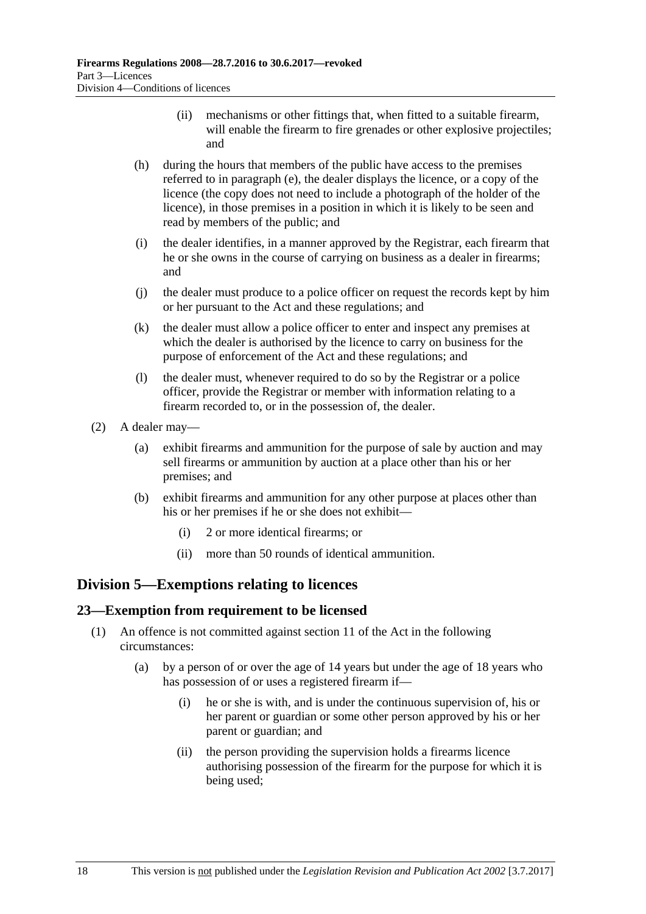(ii) mechanisms or other fittings that, when fitted to a suitable firearm, will enable the firearm to fire grenades or other explosive projectiles; and

(h) during the hours that members of the public have access to the premises referred to in paragraph (e), the dealer displays the licence, or a copy of the licence (the copy does not need to include a photograph of the holder of the licence), in those premises in a position in which it is likely to be seen and read by members of the public; and

(i) the dealer identifies, in a manner approved by the Registrar, each firearm that he or she owns in the course of carrying on business as a dealer in firearms; and

(j) the dealer must produce to a police officer on request the records kept by him or her pursuant to the Act and these regulations; and

(k) the dealer must allow a police officer to enter and inspect any premises at which the dealer is authorised by the licence to carry on business for the purpose of enforcement of the Act and these regulations; and

(l) the dealer must, whenever required to do so by the Registrar or a police officer, provide the Registrar or member with information relating to a firearm recorded to, or in the possession of, the dealer.

(2) A dealer may—

(a) exhibit firearms and ammunition for the purpose of sale by auction and may sell firearms or ammunition by auction at a place other than his or her premises; and

(b) exhibit firearms and ammunition for any other purpose at places other than his or her premises if he or she does not exhibit—

(i) 2 or more identical firearms; or

(ii) more than 50 rounds of identical ammunition.

## Division 5—Exemptions relating to licences

### 23—Exemption from requirement to be licensed

(1) An offence is not committed against section 11 of the Act in the following circumstances:

(a) by a person of or over the age of 14 years but under the age of 18 years who has possession of or uses a registered firearm if—

(i) he or she is with, and is under the continuous supervision of, his or her parent or guardian or some other person approved by his or her parent or guardian; and

(ii) the person providing the supervision holds a firearms licence authorising possession of the firearm for the purpose for which it is being used;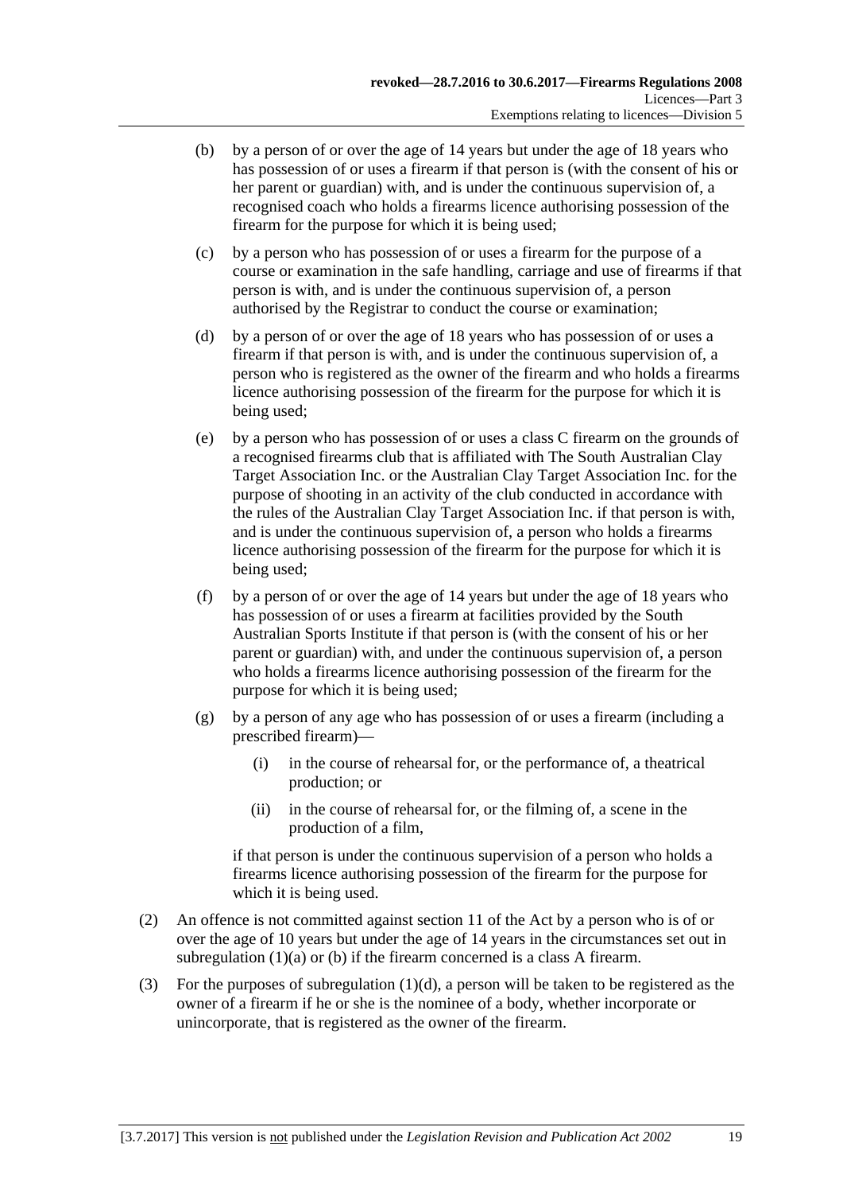(b) by a person of or over the age of 14 years but under the age of 18 years who has possession of or uses a firearm if that person is (with the consent of his or her parent or guardian) with, and is under the continuous supervision of, a recognised coach who holds a firearms licence authorising possession of the firearm for the purpose for which it is being used;

(c) by a person who has possession of or uses a firearm for the purpose of a course or examination in the safe handling, carriage and use of firearms if that person is with, and is under the continuous supervision of, a person authorised by the Registrar to conduct the course or examination;

(d) by a person of or over the age of 18 years who has possession of or uses a firearm if that person is with, and is under the continuous supervision of, a person who is registered as the owner of the firearm and who holds a firearms licence authorising possession of the firearm for the purpose for which it is being used;

(e) by a person who has possession of or uses a class C firearm on the grounds of a recognised firearms club that is affiliated with The South Australian Clay Target Association Inc. or the Australian Clay Target Association Inc. for the purpose of shooting in an activity of the club conducted in accordance with the rules of the Australian Clay Target Association Inc. if that person is with, and is under the continuous supervision of, a person who holds a firearms licence authorising possession of the firearm for the purpose for which it is being used;

(f) by a person of or over the age of 14 years but under the age of 18 years who has possession of or uses a firearm at facilities provided by the South Australian Sports Institute if that person is (with the consent of his or her parent or guardian) with, and under the continuous supervision of, a person who holds a firearms licence authorising possession of the firearm for the purpose for which it is being used;

(g) by a person of any age who has possession of or uses a firearm (including a prescribed firearm)—

(i) in the course of rehearsal for, or the performance of, a theatrical production; or

(ii) in the course of rehearsal for, or the filming of, a scene in the production of a film,

if that person is under the continuous supervision of a person who holds a firearms licence authorising possession of the firearm for the purpose for which it is being used.

(2) An offence is not committed against section 11 of the Act by a person who is of or over the age of 10 years but under the age of 14 years in the circumstances set out in subregulation (1)(a) or (b) if the firearm concerned is a class A firearm.

(3) For the purposes of subregulation (1)(d), a person will be taken to be registered as the owner of a firearm if he or she is the nominee of a body, whether incorporate or unincorporate, that is registered as the owner of the firearm.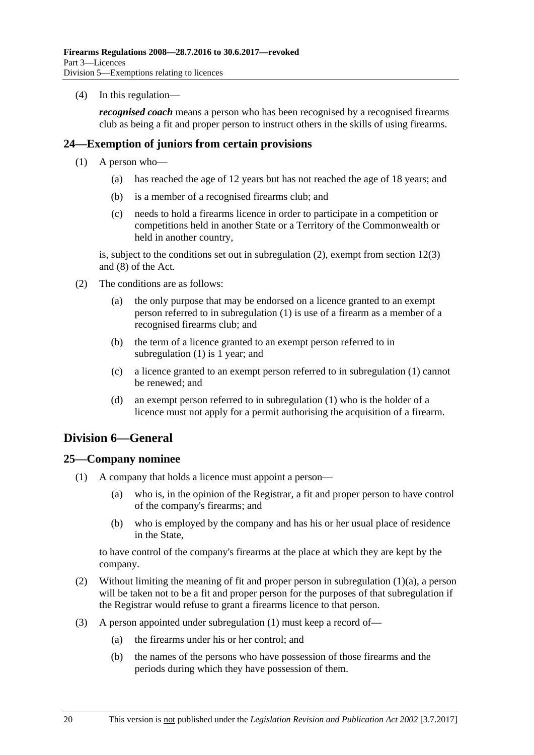(4) In this regulation—

***recognised coach*** means a person who has been recognised by a recognised firearms club as being a fit and proper person to instruct others in the skills of using firearms.

## 24—Exemption of juniors from certain provisions

(1) A person who—

- (a) has reached the age of 12 years but has not reached the age of 18 years; and
- (b) is a member of a recognised firearms club; and
- (c) needs to hold a firearms licence in order to participate in a competition or competitions held in another State or a Territory of the Commonwealth or held in another country,

is, subject to the conditions set out in subregulation (2), exempt from section 12(3) and (8) of the Act.

(2) The conditions are as follows:

- (a) the only purpose that may be endorsed on a licence granted to an exempt person referred to in subregulation (1) is use of a firearm as a member of a recognised firearms club; and
- (b) the term of a licence granted to an exempt person referred to in subregulation (1) is 1 year; and
- (c) a licence granted to an exempt person referred to in subregulation (1) cannot be renewed; and
- (d) an exempt person referred to in subregulation (1) who is the holder of a licence must not apply for a permit authorising the acquisition of a firearm.

# Division 6—General

## 25—Company nominee

(1) A company that holds a licence must appoint a person—

- (a) who is, in the opinion of the Registrar, a fit and proper person to have control of the company's firearms; and
- (b) who is employed by the company and has his or her usual place of residence in the State,

to have control of the company's firearms at the place at which they are kept by the company.

(2) Without limiting the meaning of fit and proper person in subregulation (1)(a), a person will be taken not to be a fit and proper person for the purposes of that subregulation if the Registrar would refuse to grant a firearms licence to that person.

(3) A person appointed under subregulation (1) must keep a record of—

- (a) the firearms under his or her control; and
- (b) the names of the persons who have possession of those firearms and the periods during which they have possession of them.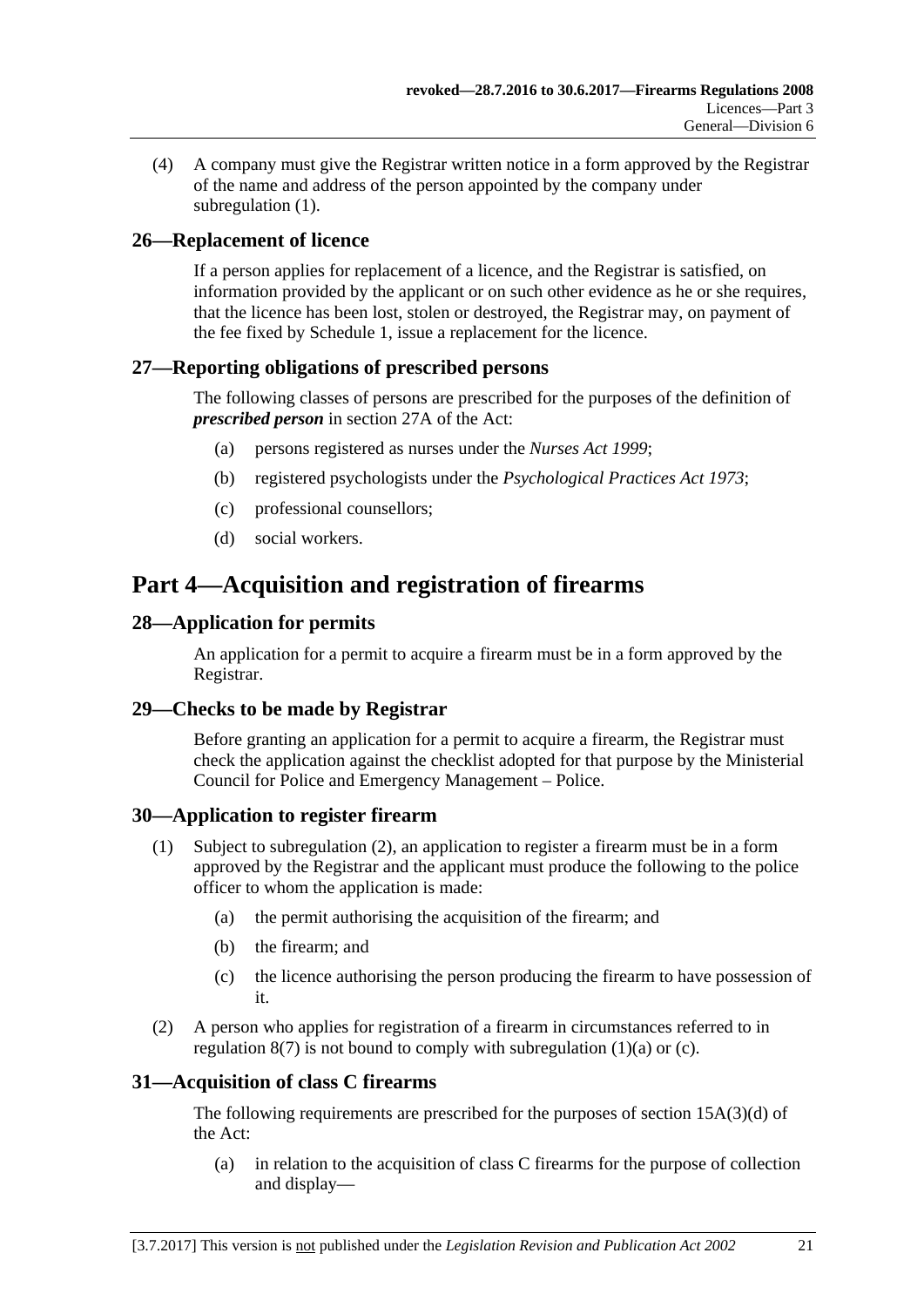(4) A company must give the Registrar written notice in a form approved by the Registrar of the name and address of the person appointed by the company under subregulation (1).

## 26—Replacement of licence

If a person applies for replacement of a licence, and the Registrar is satisfied, on information provided by the applicant or on such other evidence as he or she requires, that the licence has been lost, stolen or destroyed, the Registrar may, on payment of the fee fixed by Schedule 1, issue a replacement for the licence.

## 27—Reporting obligations of prescribed persons

The following classes of persons are prescribed for the purposes of the definition of ***prescribed person*** in section 27A of the Act:

- (a) persons registered as nurses under the *Nurses Act 1999*;
- (b) registered psychologists under the *Psychological Practices Act 1973*;
- (c) professional counsellors;
- (d) social workers.

# Part 4—Acquisition and registration of firearms

## 28—Application for permits

An application for a permit to acquire a firearm must be in a form approved by the Registrar.

## 29—Checks to be made by Registrar

Before granting an application for a permit to acquire a firearm, the Registrar must check the application against the checklist adopted for that purpose by the Ministerial Council for Police and Emergency Management – Police.

## 30—Application to register firearm

(1) Subject to subregulation (2), an application to register a firearm must be in a form approved by the Registrar and the applicant must produce the following to the police officer to whom the application is made:

- (a) the permit authorising the acquisition of the firearm; and
- (b) the firearm; and
- (c) the licence authorising the person producing the firearm to have possession of it.

(2) A person who applies for registration of a firearm in circumstances referred to in regulation 8(7) is not bound to comply with subregulation (1)(a) or (c).

## 31—Acquisition of class C firearms

The following requirements are prescribed for the purposes of section 15A(3)(d) of the Act:

- (a) in relation to the acquisition of class C firearms for the purpose of collection and display—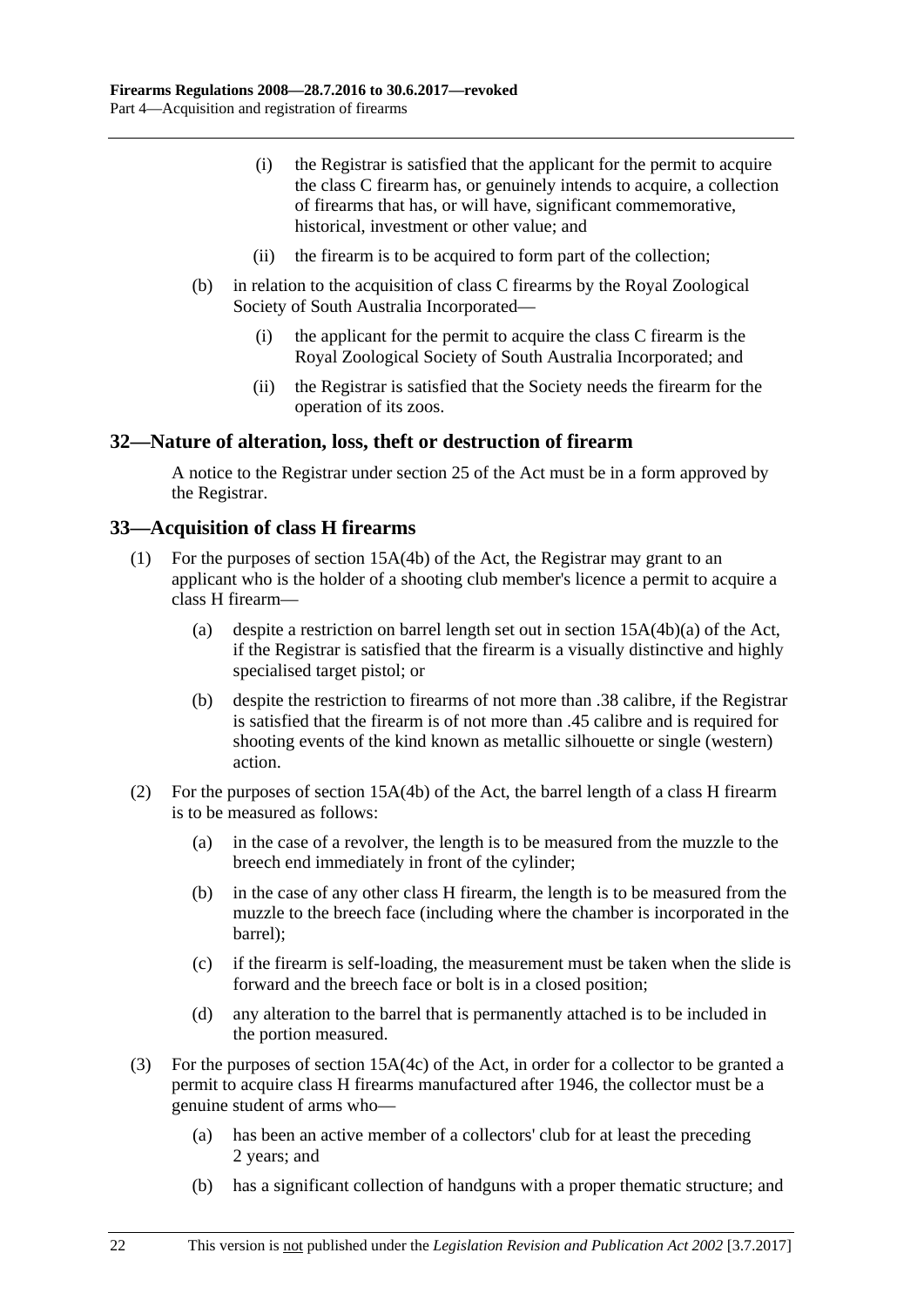(i) the Registrar is satisfied that the applicant for the permit to acquire the class C firearm has, or genuinely intends to acquire, a collection of firearms that has, or will have, significant commemorative, historical, investment or other value; and

(ii) the firearm is to be acquired to form part of the collection;

(b) in relation to the acquisition of class C firearms by the Royal Zoological Society of South Australia Incorporated—

(i) the applicant for the permit to acquire the class C firearm is the Royal Zoological Society of South Australia Incorporated; and

(ii) the Registrar is satisfied that the Society needs the firearm for the operation of its zoos.

## 32—Nature of alteration, loss, theft or destruction of firearm

A notice to the Registrar under section 25 of the Act must be in a form approved by the Registrar.

## 33—Acquisition of class H firearms

(1) For the purposes of section 15A(4b) of the Act, the Registrar may grant to an applicant who is the holder of a shooting club member's licence a permit to acquire a class H firearm—

(a) despite a restriction on barrel length set out in section 15A(4b)(a) of the Act, if the Registrar is satisfied that the firearm is a visually distinctive and highly specialised target pistol; or

(b) despite the restriction to firearms of not more than .38 calibre, if the Registrar is satisfied that the firearm is of not more than .45 calibre and is required for shooting events of the kind known as metallic silhouette or single (western) action.

(2) For the purposes of section 15A(4b) of the Act, the barrel length of a class H firearm is to be measured as follows:

(a) in the case of a revolver, the length is to be measured from the muzzle to the breech end immediately in front of the cylinder;

(b) in the case of any other class H firearm, the length is to be measured from the muzzle to the breech face (including where the chamber is incorporated in the barrel);

(c) if the firearm is self-loading, the measurement must be taken when the slide is forward and the breech face or bolt is in a closed position;

(d) any alteration to the barrel that is permanently attached is to be included in the portion measured.

(3) For the purposes of section 15A(4c) of the Act, in order for a collector to be granted a permit to acquire class H firearms manufactured after 1946, the collector must be a genuine student of arms who—

(a) has been an active member of a collectors' club for at least the preceding 2 years; and

(b) has a significant collection of handguns with a proper thematic structure; and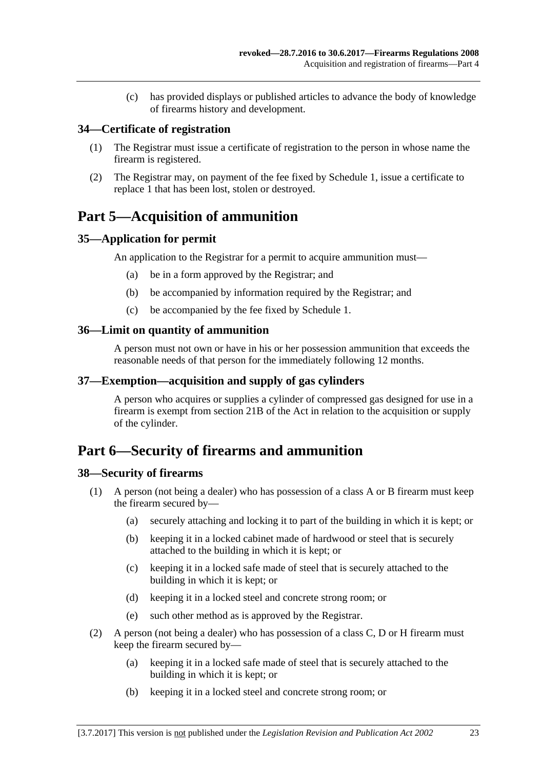(c) has provided displays or published articles to advance the body of knowledge of firearms history and development.

### 34—Certificate of registration

(1) The Registrar must issue a certificate of registration to the person in whose name the firearm is registered.

(2) The Registrar may, on payment of the fee fixed by Schedule 1, issue a certificate to replace 1 that has been lost, stolen or destroyed.

## Part 5—Acquisition of ammunition

### 35—Application for permit

An application to the Registrar for a permit to acquire ammunition must—

(a) be in a form approved by the Registrar; and

(b) be accompanied by information required by the Registrar; and

(c) be accompanied by the fee fixed by Schedule 1.

### 36—Limit on quantity of ammunition

A person must not own or have in his or her possession ammunition that exceeds the reasonable needs of that person for the immediately following 12 months.

### 37—Exemption—acquisition and supply of gas cylinders

A person who acquires or supplies a cylinder of compressed gas designed for use in a firearm is exempt from section 21B of the Act in relation to the acquisition or supply of the cylinder.

## Part 6—Security of firearms and ammunition

### 38—Security of firearms

(1) A person (not being a dealer) who has possession of a class A or B firearm must keep the firearm secured by—

(a) securely attaching and locking it to part of the building in which it is kept; or

(b) keeping it in a locked cabinet made of hardwood or steel that is securely attached to the building in which it is kept; or

(c) keeping it in a locked safe made of steel that is securely attached to the building in which it is kept; or

(d) keeping it in a locked steel and concrete strong room; or

(e) such other method as is approved by the Registrar.

(2) A person (not being a dealer) who has possession of a class C, D or H firearm must keep the firearm secured by—

(a) keeping it in a locked safe made of steel that is securely attached to the building in which it is kept; or

(b) keeping it in a locked steel and concrete strong room; or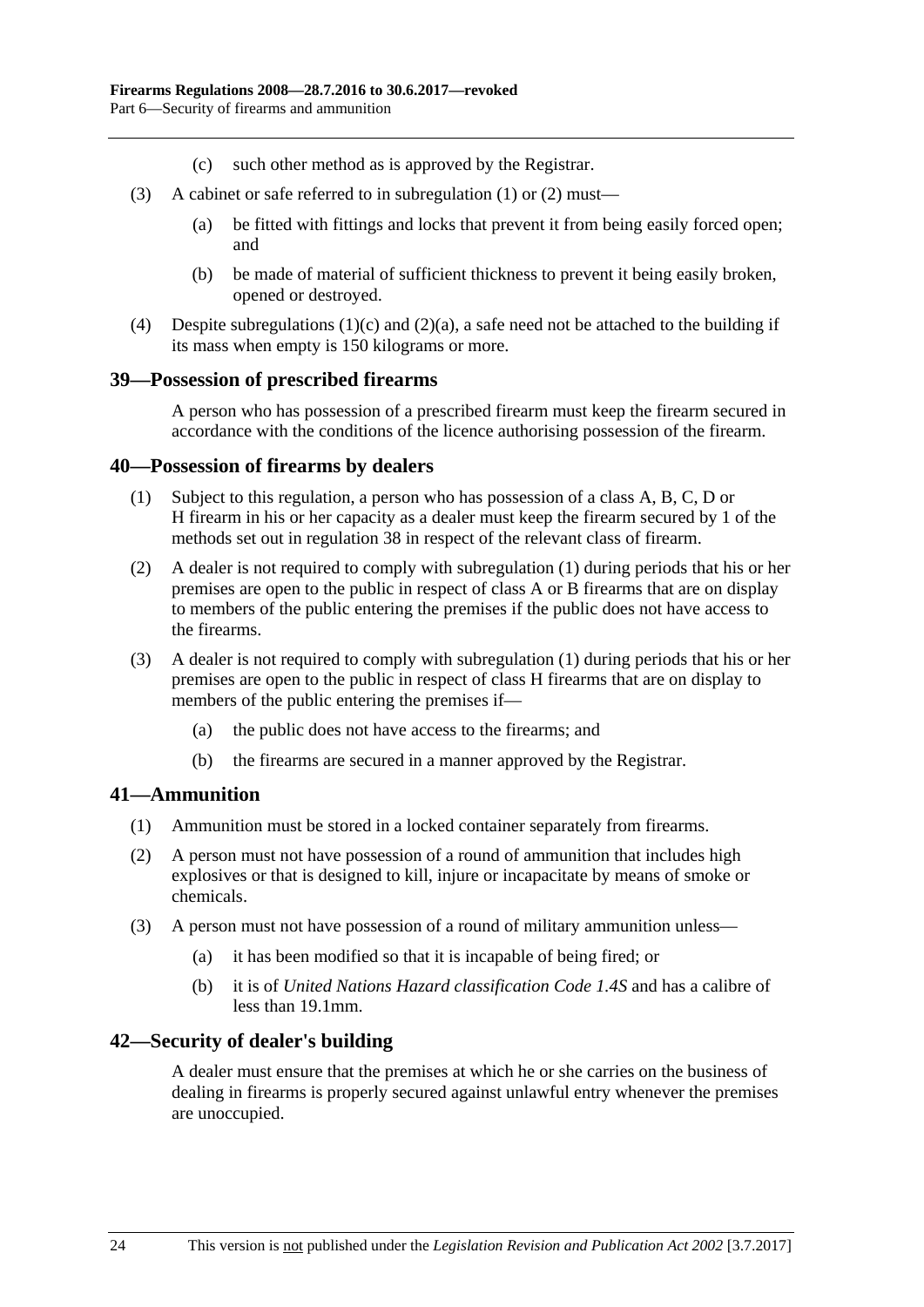(c) such other method as is approved by the Registrar.

(3) A cabinet or safe referred to in subregulation (1) or (2) must—

(a) be fitted with fittings and locks that prevent it from being easily forced open; and

(b) be made of material of sufficient thickness to prevent it being easily broken, opened or destroyed.

(4) Despite subregulations (1)(c) and (2)(a), a safe need not be attached to the building if its mass when empty is 150 kilograms or more.

## 39—Possession of prescribed firearms

A person who has possession of a prescribed firearm must keep the firearm secured in accordance with the conditions of the licence authorising possession of the firearm.

## 40—Possession of firearms by dealers

(1) Subject to this regulation, a person who has possession of a class A, B, C, D or H firearm in his or her capacity as a dealer must keep the firearm secured by 1 of the methods set out in regulation 38 in respect of the relevant class of firearm.

(2) A dealer is not required to comply with subregulation (1) during periods that his or her premises are open to the public in respect of class A or B firearms that are on display to members of the public entering the premises if the public does not have access to the firearms.

(3) A dealer is not required to comply with subregulation (1) during periods that his or her premises are open to the public in respect of class H firearms that are on display to members of the public entering the premises if—

(a) the public does not have access to the firearms; and

(b) the firearms are secured in a manner approved by the Registrar.

## 41—Ammunition

(1) Ammunition must be stored in a locked container separately from firearms.

(2) A person must not have possession of a round of ammunition that includes high explosives or that is designed to kill, injure or incapacitate by means of smoke or chemicals.

(3) A person must not have possession of a round of military ammunition unless—

(a) it has been modified so that it is incapable of being fired; or

(b) it is of *United Nations Hazard classification Code 1.4S* and has a calibre of less than 19.1mm.

## 42—Security of dealer's building

A dealer must ensure that the premises at which he or she carries on the business of dealing in firearms is properly secured against unlawful entry whenever the premises are unoccupied.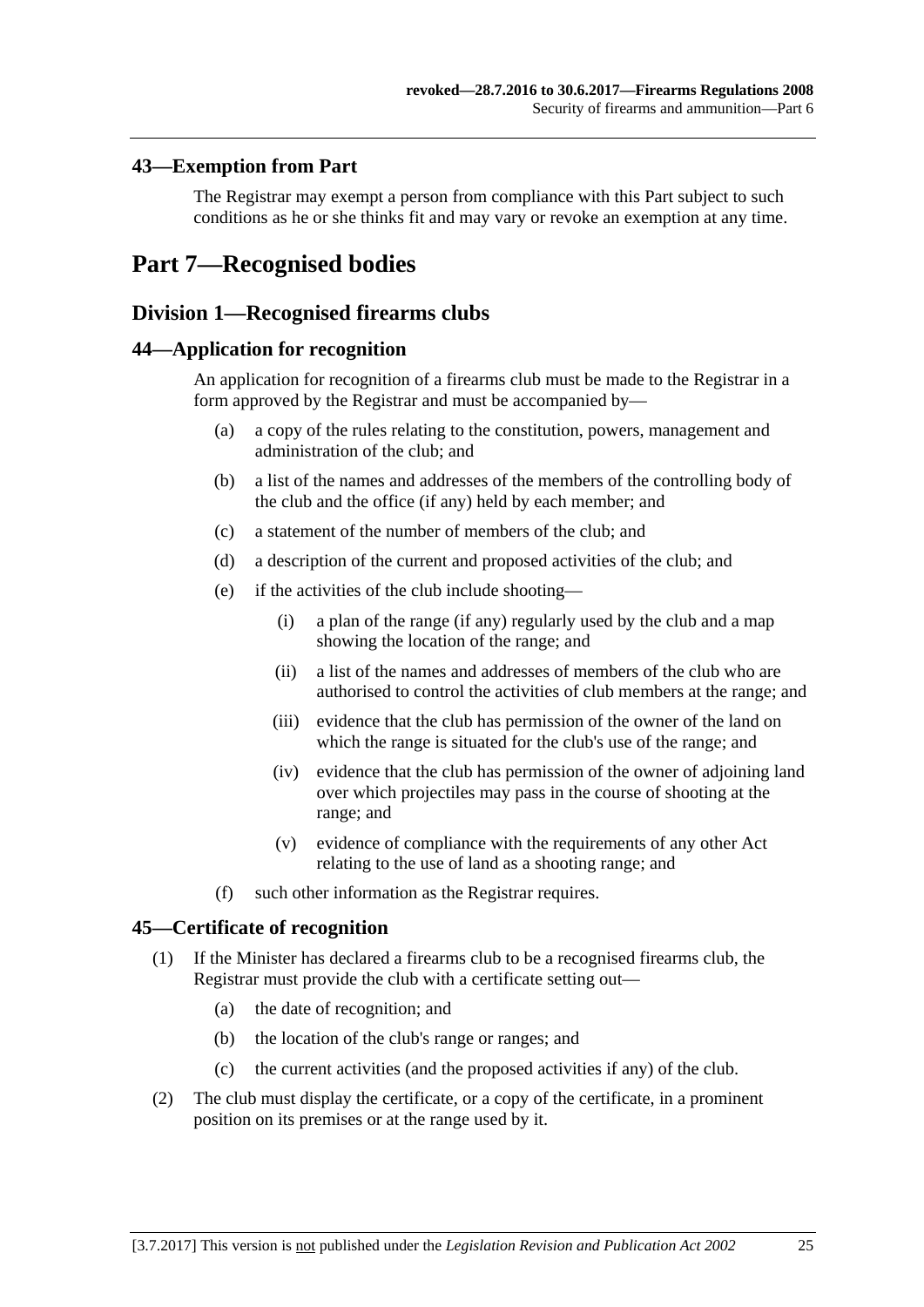### 43—Exemption from Part

The Registrar may exempt a person from compliance with this Part subject to such conditions as he or she thinks fit and may vary or revoke an exemption at any time.

# Part 7—Recognised bodies

## Division 1—Recognised firearms clubs

### 44—Application for recognition

An application for recognition of a firearms club must be made to the Registrar in a form approved by the Registrar and must be accompanied by—

- (a) a copy of the rules relating to the constitution, powers, management and administration of the club; and
- (b) a list of the names and addresses of the members of the controlling body of the club and the office (if any) held by each member; and
- (c) a statement of the number of members of the club; and
- (d) a description of the current and proposed activities of the club; and
- (e) if the activities of the club include shooting—
  - (i) a plan of the range (if any) regularly used by the club and a map showing the location of the range; and
  - (ii) a list of the names and addresses of members of the club who are authorised to control the activities of club members at the range; and
  - (iii) evidence that the club has permission of the owner of the land on which the range is situated for the club's use of the range; and
  - (iv) evidence that the club has permission of the owner of adjoining land over which projectiles may pass in the course of shooting at the range; and
  - (v) evidence of compliance with the requirements of any other Act relating to the use of land as a shooting range; and
- (f) such other information as the Registrar requires.

### 45—Certificate of recognition

(1) If the Minister has declared a firearms club to be a recognised firearms club, the Registrar must provide the club with a certificate setting out—

- (a) the date of recognition; and
- (b) the location of the club's range or ranges; and
- (c) the current activities (and the proposed activities if any) of the club.

(2) The club must display the certificate, or a copy of the certificate, in a prominent position on its premises or at the range used by it.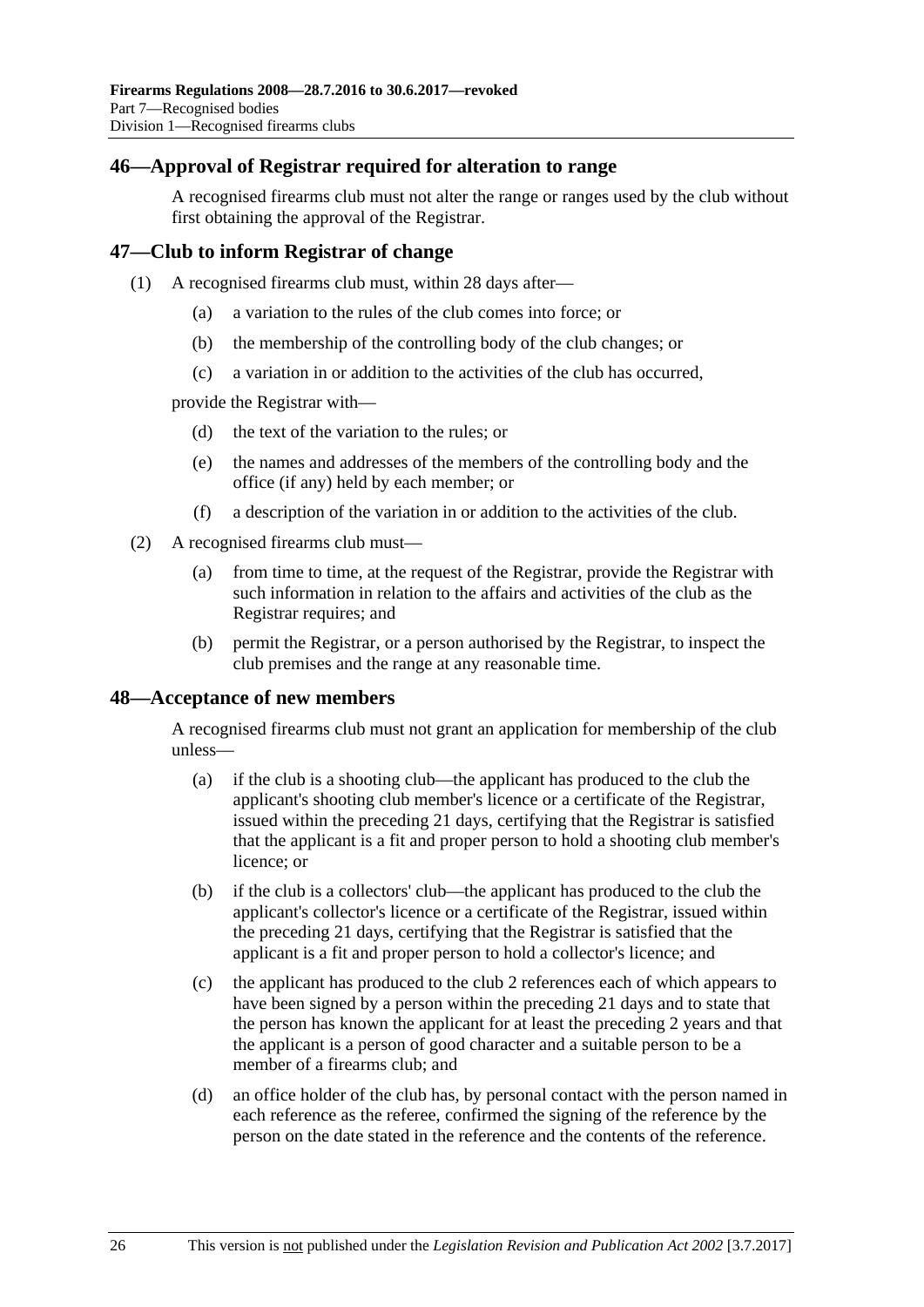## 46—Approval of Registrar required for alteration to range

A recognised firearms club must not alter the range or ranges used by the club without first obtaining the approval of the Registrar.

## 47—Club to inform Registrar of change

(1) A recognised firearms club must, within 28 days after—

- (a) a variation to the rules of the club comes into force; or
- (b) the membership of the controlling body of the club changes; or
- (c) a variation in or addition to the activities of the club has occurred,

provide the Registrar with—

- (d) the text of the variation to the rules; or
- (e) the names and addresses of the members of the controlling body and the office (if any) held by each member; or
- (f) a description of the variation in or addition to the activities of the club.

(2) A recognised firearms club must—

- (a) from time to time, at the request of the Registrar, provide the Registrar with such information in relation to the affairs and activities of the club as the Registrar requires; and
- (b) permit the Registrar, or a person authorised by the Registrar, to inspect the club premises and the range at any reasonable time.

## 48—Acceptance of new members

A recognised firearms club must not grant an application for membership of the club unless—

- (a) if the club is a shooting club—the applicant has produced to the club the applicant's shooting club member's licence or a certificate of the Registrar, issued within the preceding 21 days, certifying that the Registrar is satisfied that the applicant is a fit and proper person to hold a shooting club member's licence; or
- (b) if the club is a collectors' club—the applicant has produced to the club the applicant's collector's licence or a certificate of the Registrar, issued within the preceding 21 days, certifying that the Registrar is satisfied that the applicant is a fit and proper person to hold a collector's licence; and
- (c) the applicant has produced to the club 2 references each of which appears to have been signed by a person within the preceding 21 days and to state that the person has known the applicant for at least the preceding 2 years and that the applicant is a person of good character and a suitable person to be a member of a firearms club; and
- (d) an office holder of the club has, by personal contact with the person named in each reference as the referee, confirmed the signing of the reference by the person on the date stated in the reference and the contents of the reference.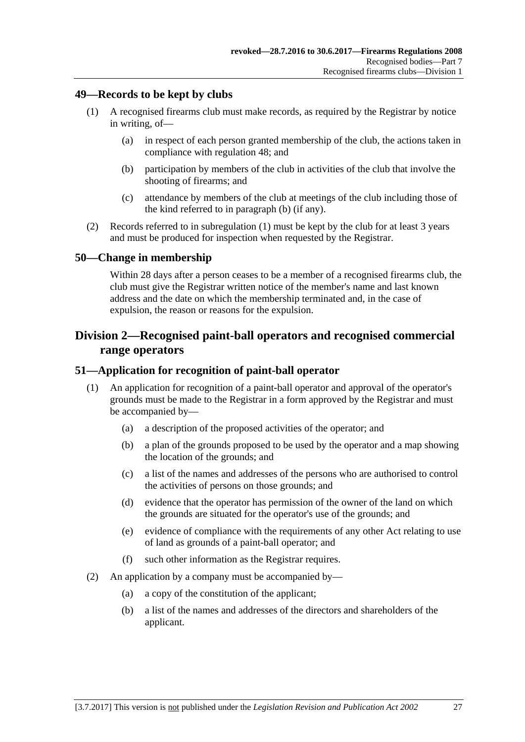### 49—Records to be kept by clubs

(1) A recognised firearms club must make records, as required by the Registrar by notice in writing, of—

- (a) in respect of each person granted membership of the club, the actions taken in compliance with regulation 48; and
- (b) participation by members of the club in activities of the club that involve the shooting of firearms; and
- (c) attendance by members of the club at meetings of the club including those of the kind referred to in paragraph (b) (if any).

(2) Records referred to in subregulation (1) must be kept by the club for at least 3 years and must be produced for inspection when requested by the Registrar.

### 50—Change in membership

Within 28 days after a person ceases to be a member of a recognised firearms club, the club must give the Registrar written notice of the member's name and last known address and the date on which the membership terminated and, in the case of expulsion, the reason or reasons for the expulsion.

## Division 2—Recognised paint-ball operators and recognised commercial range operators

### 51—Application for recognition of paint-ball operator

(1) An application for recognition of a paint-ball operator and approval of the operator's grounds must be made to the Registrar in a form approved by the Registrar and must be accompanied by—

- (a) a description of the proposed activities of the operator; and
- (b) a plan of the grounds proposed to be used by the operator and a map showing the location of the grounds; and
- (c) a list of the names and addresses of the persons who are authorised to control the activities of persons on those grounds; and
- (d) evidence that the operator has permission of the owner of the land on which the grounds are situated for the operator's use of the grounds; and
- (e) evidence of compliance with the requirements of any other Act relating to use of land as grounds of a paint-ball operator; and
- (f) such other information as the Registrar requires.

(2) An application by a company must be accompanied by—

- (a) a copy of the constitution of the applicant;
- (b) a list of the names and addresses of the directors and shareholders of the applicant.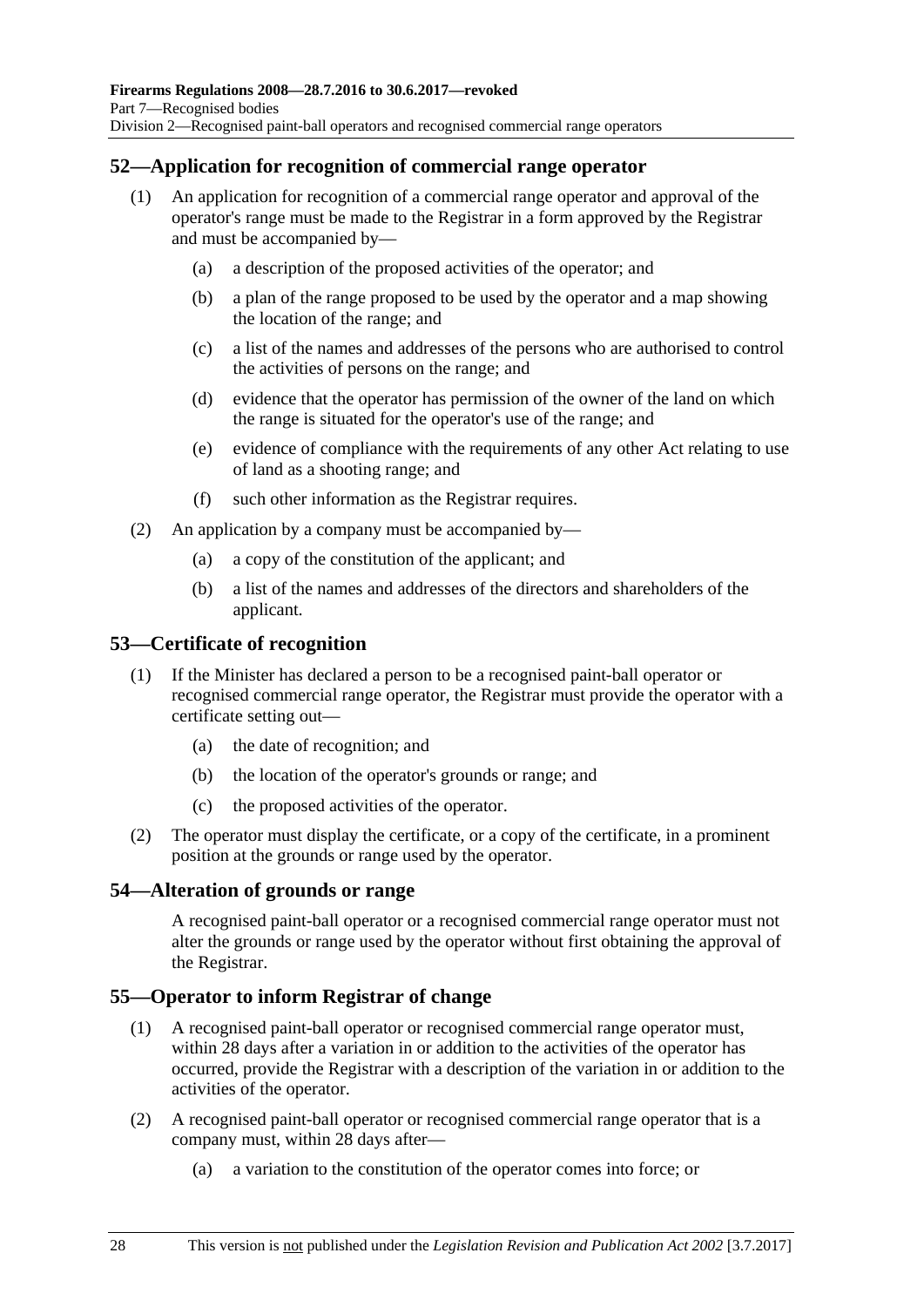## 52—Application for recognition of commercial range operator

(1) An application for recognition of a commercial range operator and approval of the operator's range must be made to the Registrar in a form approved by the Registrar and must be accompanied by—

(a) a description of the proposed activities of the operator; and

(b) a plan of the range proposed to be used by the operator and a map showing the location of the range; and

(c) a list of the names and addresses of the persons who are authorised to control the activities of persons on the range; and

(d) evidence that the operator has permission of the owner of the land on which the range is situated for the operator's use of the range; and

(e) evidence of compliance with the requirements of any other Act relating to use of land as a shooting range; and

(f) such other information as the Registrar requires.

(2) An application by a company must be accompanied by—

(a) a copy of the constitution of the applicant; and

(b) a list of the names and addresses of the directors and shareholders of the applicant.

## 53—Certificate of recognition

(1) If the Minister has declared a person to be a recognised paint-ball operator or recognised commercial range operator, the Registrar must provide the operator with a certificate setting out—

(a) the date of recognition; and

(b) the location of the operator's grounds or range; and

(c) the proposed activities of the operator.

(2) The operator must display the certificate, or a copy of the certificate, in a prominent position at the grounds or range used by the operator.

## 54—Alteration of grounds or range

A recognised paint-ball operator or a recognised commercial range operator must not alter the grounds or range used by the operator without first obtaining the approval of the Registrar.

## 55—Operator to inform Registrar of change

(1) A recognised paint-ball operator or recognised commercial range operator must, within 28 days after a variation in or addition to the activities of the operator has occurred, provide the Registrar with a description of the variation in or addition to the activities of the operator.

(2) A recognised paint-ball operator or recognised commercial range operator that is a company must, within 28 days after—

(a) a variation to the constitution of the operator comes into force; or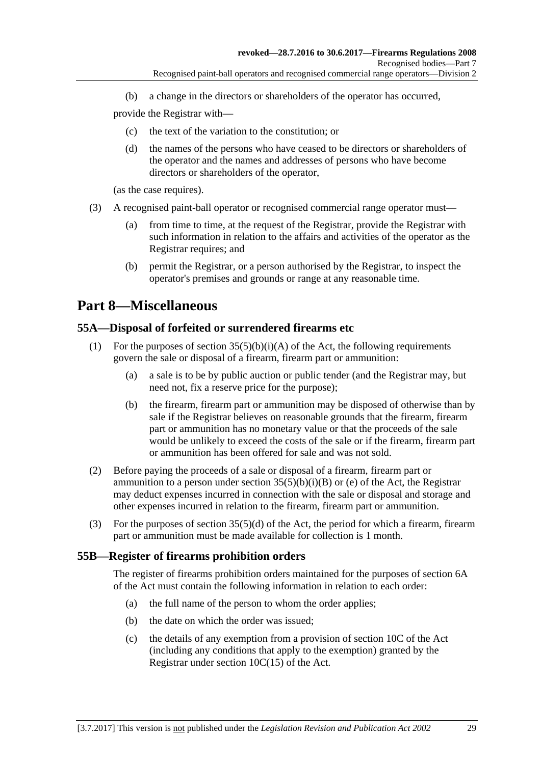(b) a change in the directors or shareholders of the operator has occurred,

provide the Registrar with—

(c) the text of the variation to the constitution; or

(d) the names of the persons who have ceased to be directors or shareholders of the operator and the names and addresses of persons who have become directors or shareholders of the operator,

(as the case requires).

(3) A recognised paint-ball operator or recognised commercial range operator must—

(a) from time to time, at the request of the Registrar, provide the Registrar with such information in relation to the affairs and activities of the operator as the Registrar requires; and

(b) permit the Registrar, or a person authorised by the Registrar, to inspect the operator's premises and grounds or range at any reasonable time.

# Part 8—Miscellaneous

## 55A—Disposal of forfeited or surrendered firearms etc

(1) For the purposes of section 35(5)(b)(i)(A) of the Act, the following requirements govern the sale or disposal of a firearm, firearm part or ammunition:

(a) a sale is to be by public auction or public tender (and the Registrar may, but need not, fix a reserve price for the purpose);

(b) the firearm, firearm part or ammunition may be disposed of otherwise than by sale if the Registrar believes on reasonable grounds that the firearm, firearm part or ammunition has no monetary value or that the proceeds of the sale would be unlikely to exceed the costs of the sale or if the firearm, firearm part or ammunition has been offered for sale and was not sold.

(2) Before paying the proceeds of a sale or disposal of a firearm, firearm part or ammunition to a person under section 35(5)(b)(i)(B) or (e) of the Act, the Registrar may deduct expenses incurred in connection with the sale or disposal and storage and other expenses incurred in relation to the firearm, firearm part or ammunition.

(3) For the purposes of section 35(5)(d) of the Act, the period for which a firearm, firearm part or ammunition must be made available for collection is 1 month.

## 55B—Register of firearms prohibition orders

The register of firearms prohibition orders maintained for the purposes of section 6A of the Act must contain the following information in relation to each order:

(a) the full name of the person to whom the order applies;

(b) the date on which the order was issued;

(c) the details of any exemption from a provision of section 10C of the Act (including any conditions that apply to the exemption) granted by the Registrar under section 10C(15) of the Act.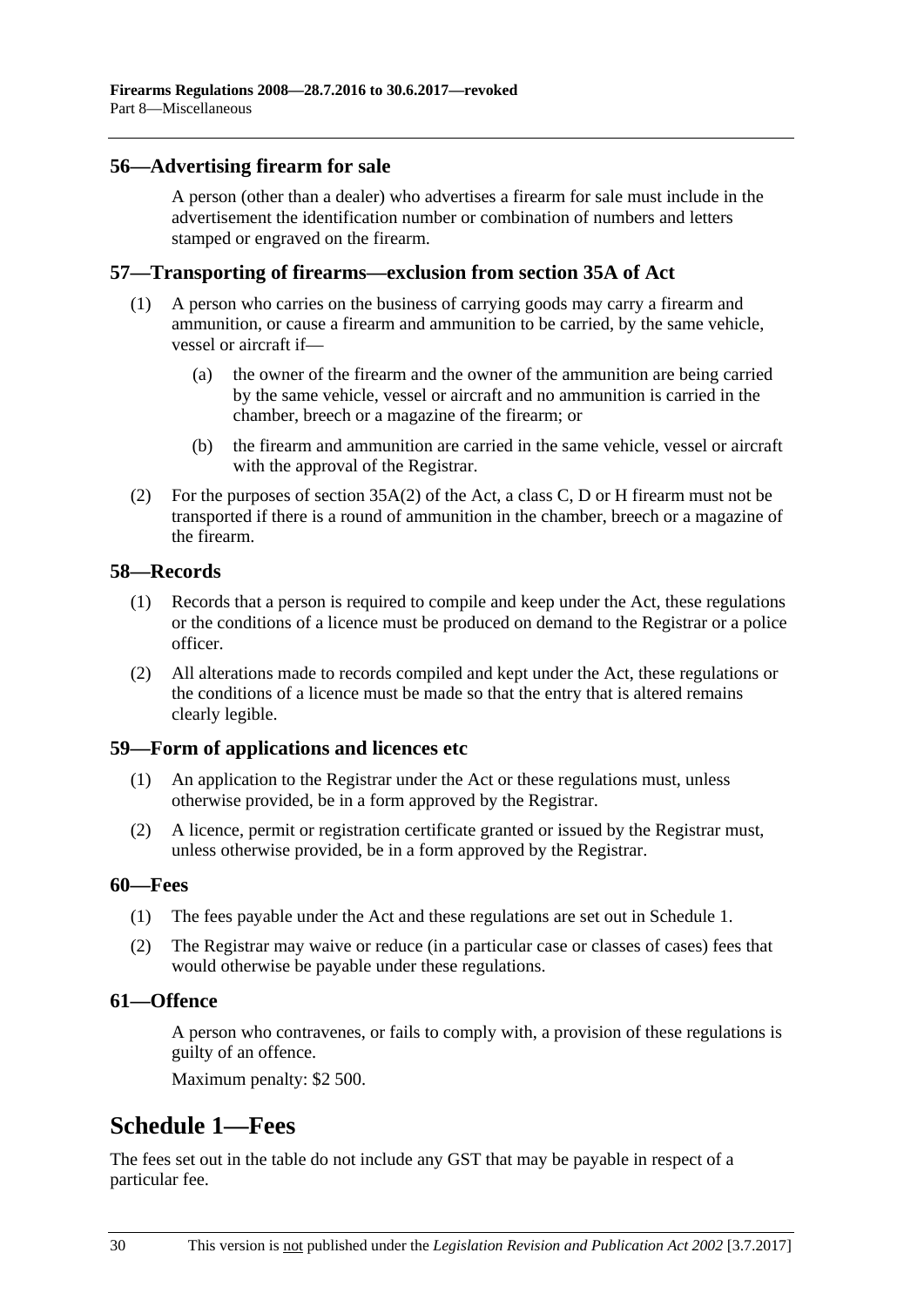## 56—Advertising firearm for sale

A person (other than a dealer) who advertises a firearm for sale must include in the advertisement the identification number or combination of numbers and letters stamped or engraved on the firearm.

## 57—Transporting of firearms—exclusion from section 35A of Act

(1) A person who carries on the business of carrying goods may carry a firearm and ammunition, or cause a firearm and ammunition to be carried, by the same vehicle, vessel or aircraft if—

(a) the owner of the firearm and the owner of the ammunition are being carried by the same vehicle, vessel or aircraft and no ammunition is carried in the chamber, breech or a magazine of the firearm; or

(b) the firearm and ammunition are carried in the same vehicle, vessel or aircraft with the approval of the Registrar.

(2) For the purposes of section 35A(2) of the Act, a class C, D or H firearm must not be transported if there is a round of ammunition in the chamber, breech or a magazine of the firearm.

## 58—Records

(1) Records that a person is required to compile and keep under the Act, these regulations or the conditions of a licence must be produced on demand to the Registrar or a police officer.

(2) All alterations made to records compiled and kept under the Act, these regulations or the conditions of a licence must be made so that the entry that is altered remains clearly legible.

## 59—Form of applications and licences etc

(1) An application to the Registrar under the Act or these regulations must, unless otherwise provided, be in a form approved by the Registrar.

(2) A licence, permit or registration certificate granted or issued by the Registrar must, unless otherwise provided, be in a form approved by the Registrar.

## 60—Fees

(1) The fees payable under the Act and these regulations are set out in Schedule 1.

(2) The Registrar may waive or reduce (in a particular case or classes of cases) fees that would otherwise be payable under these regulations.

## 61—Offence

A person who contravenes, or fails to comply with, a provision of these regulations is guilty of an offence.

Maximum penalty: $2 500.

# Schedule 1—Fees

The fees set out in the table do not include any GST that may be payable in respect of a particular fee.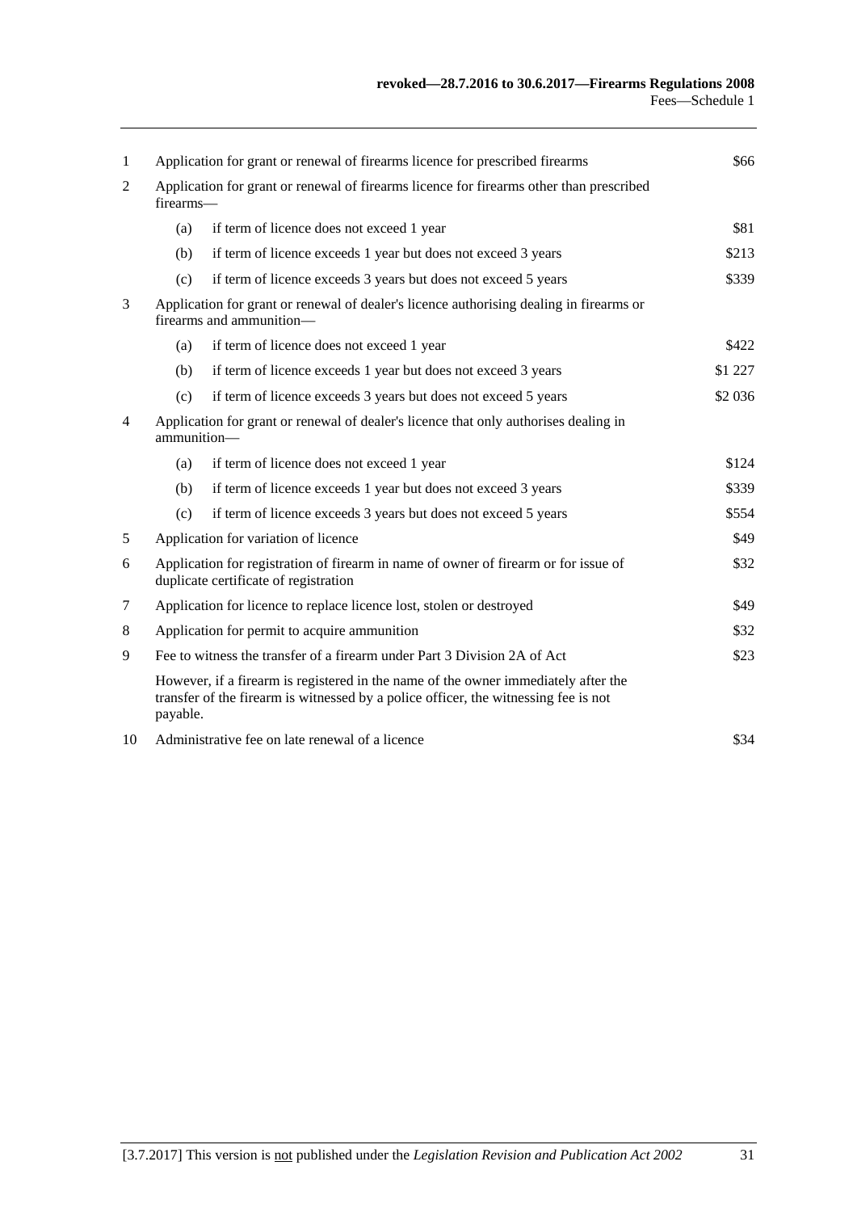| | | | |
|---|---|---|---|
| 1 | Application for grant or renewal of firearms licence for prescribed firearms | | $66 |
| 2 | Application for grant or renewal of firearms licence for firearms other than prescribed firearms— | | |
| | (a) | if term of licence does not exceed 1 year | $81 |
| | (b) | if term of licence exceeds 1 year but does not exceed 3 years | $213 |
| | (c) | if term of licence exceeds 3 years but does not exceed 5 years | $339 |
| 3 | Application for grant or renewal of dealer's licence authorising dealing in firearms or firearms and ammunition— | | |
| | (a) | if term of licence does not exceed 1 year | $422 |
| | (b) | if term of licence exceeds 1 year but does not exceed 3 years | $1 227 |
| | (c) | if term of licence exceeds 3 years but does not exceed 5 years | $2 036 |
| 4 | Application for grant or renewal of dealer's licence that only authorises dealing in ammunition— | | |
| | (a) | if term of licence does not exceed 1 year | $124 |
| | (b) | if term of licence exceeds 1 year but does not exceed 3 years | $339 |
| | (c) | if term of licence exceeds 3 years but does not exceed 5 years | $554 |
| 5 | Application for variation of licence | | $49 |
| 6 | Application for registration of firearm in name of owner of firearm or for issue of duplicate certificate of registration | | $32 |
| 7 | Application for licence to replace licence lost, stolen or destroyed | | $49 |
| 8 | Application for permit to acquire ammunition | | $32 |
| 9 | Fee to witness the transfer of a firearm under Part 3 Division 2A of Act | | $23 |
| | However, if a firearm is registered in the name of the owner immediately after the transfer of the firearm is witnessed by a police officer, the witnessing fee is not payable. | | |
| 10 | Administrative fee on late renewal of a licence | | $34 |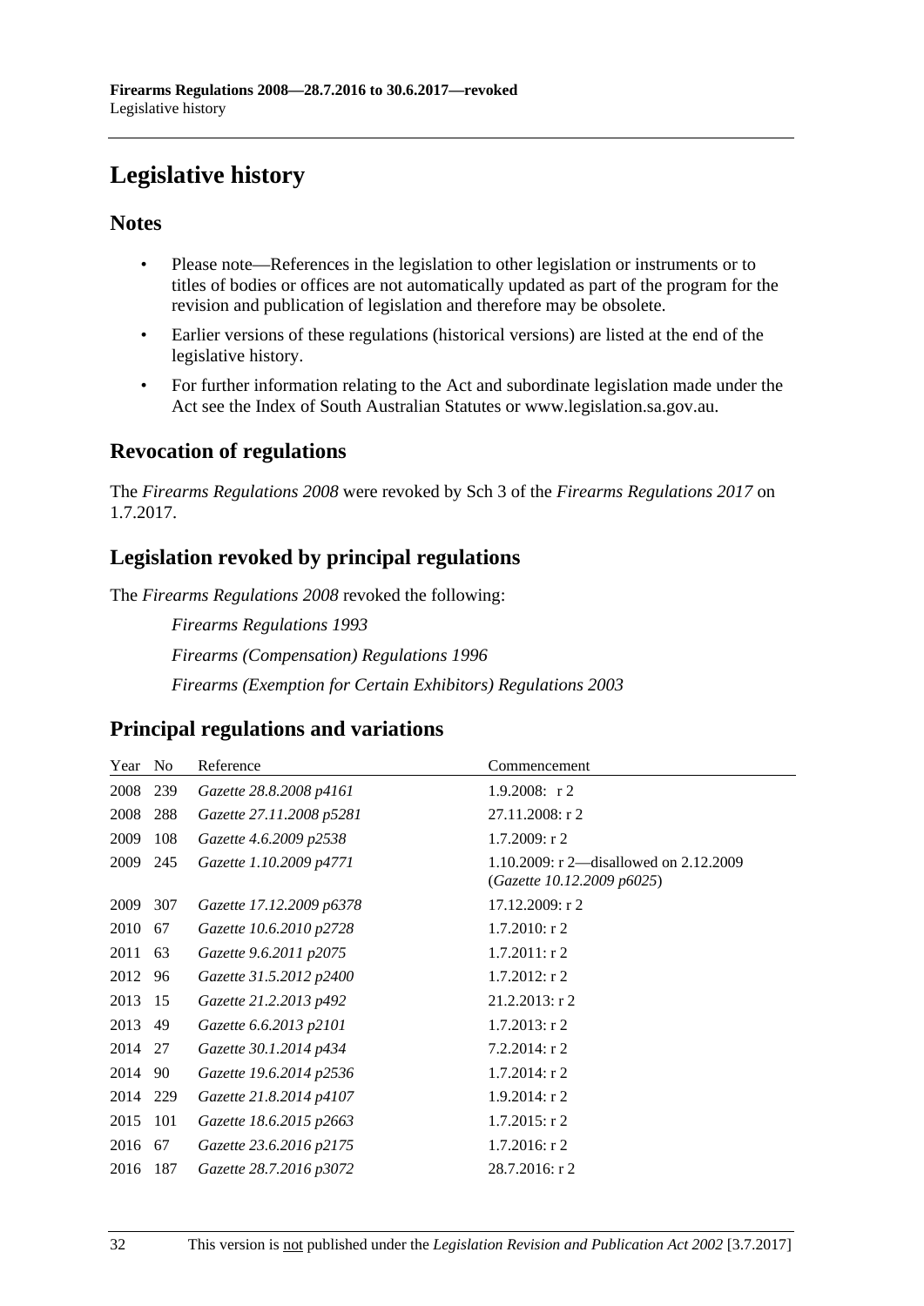# Legislative history

## Notes

- Please note—References in the legislation to other legislation or instruments or to titles of bodies or offices are not automatically updated as part of the program for the revision and publication of legislation and therefore may be obsolete.
- Earlier versions of these regulations (historical versions) are listed at the end of the legislative history.
- For further information relating to the Act and subordinate legislation made under the Act see the Index of South Australian Statutes or www.legislation.sa.gov.au.

## Revocation of regulations

The *Firearms Regulations 2008* were revoked by Sch 3 of the *Firearms Regulations 2017* on 1.7.2017.

## Legislation revoked by principal regulations

The *Firearms Regulations 2008* revoked the following:

*Firearms Regulations 1993*

*Firearms (Compensation) Regulations 1996*

*Firearms (Exemption for Certain Exhibitors) Regulations 2003*

## Principal regulations and variations

| Year | No | Reference | Commencement |
|---|---|---|---|
| 2008 | 239 | *Gazette 28.8.2008 p4161* | 1.9.2008: r 2 |
| 2008 | 288 | *Gazette 27.11.2008 p5281* | 27.11.2008: r 2 |
| 2009 | 108 | *Gazette 4.6.2009 p2538* | 1.7.2009: r 2 |
| 2009 | 245 | *Gazette 1.10.2009 p4771* | 1.10.2009: r 2—disallowed on 2.12.2009 (*Gazette 10.12.2009 p6025*) |
| 2009 | 307 | *Gazette 17.12.2009 p6378* | 17.12.2009: r 2 |
| 2010 | 67 | *Gazette 10.6.2010 p2728* | 1.7.2010: r 2 |
| 2011 | 63 | *Gazette 9.6.2011 p2075* | 1.7.2011: r 2 |
| 2012 | 96 | *Gazette 31.5.2012 p2400* | 1.7.2012: r 2 |
| 2013 | 15 | *Gazette 21.2.2013 p492* | 21.2.2013: r 2 |
| 2013 | 49 | *Gazette 6.6.2013 p2101* | 1.7.2013: r 2 |
| 2014 | 27 | *Gazette 30.1.2014 p434* | 7.2.2014: r 2 |
| 2014 | 90 | *Gazette 19.6.2014 p2536* | 1.7.2014: r 2 |
| 2014 | 229 | *Gazette 21.8.2014 p4107* | 1.9.2014: r 2 |
| 2015 | 101 | *Gazette 18.6.2015 p2663* | 1.7.2015: r 2 |
| 2016 | 67 | *Gazette 23.6.2016 p2175* | 1.7.2016: r 2 |
| 2016 | 187 | *Gazette 28.7.2016 p3072* | 28.7.2016: r 2 |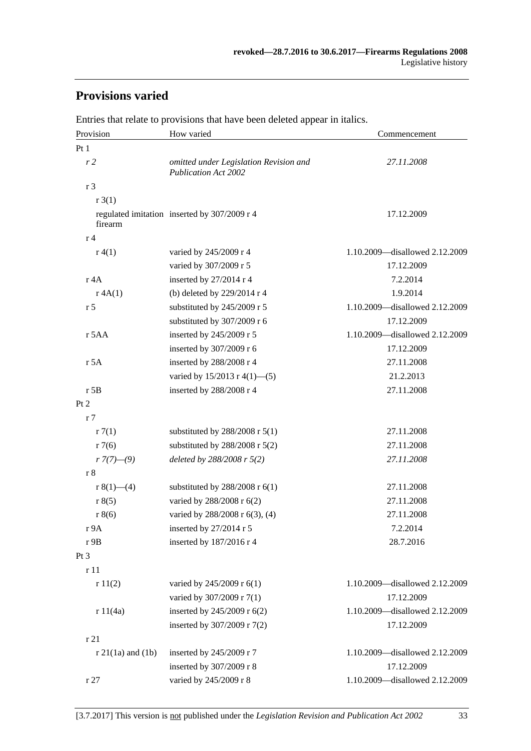## Provisions varied

Entries that relate to provisions that have been deleted appear in italics.

| Provision | How varied | Commencement |
|---|---|---|
| Pt 1 | | |
| *r 2* | *omitted under Legislation Revision and Publication Act 2002* | *27.11.2008* |
| r 3 | | |
| r 3(1) | | |
| regulated imitation firearm | inserted by 307/2009 r 4 | 17.12.2009 |
| r 4 | | |
| r 4(1) | varied by 245/2009 r 4 | 1.10.2009—disallowed 2.12.2009 |
| | varied by 307/2009 r 5 | 17.12.2009 |
| r 4A | inserted by 27/2014 r 4 | 7.2.2014 |
| r 4A(1) | (b) deleted by 229/2014 r 4 | 1.9.2014 |
| r 5 | substituted by 245/2009 r 5 | 1.10.2009—disallowed 2.12.2009 |
| | substituted by 307/2009 r 6 | 17.12.2009 |
| r 5AA | inserted by 245/2009 r 5 | 1.10.2009—disallowed 2.12.2009 |
| | inserted by 307/2009 r 6 | 17.12.2009 |
| r 5A | inserted by 288/2008 r 4 | 27.11.2008 |
| | varied by 15/2013 r 4(1)—(5) | 21.2.2013 |
| r 5B | inserted by 288/2008 r 4 | 27.11.2008 |
| Pt 2 | | |
| r 7 | | |
| r 7(1) | substituted by 288/2008 r 5(1) | 27.11.2008 |
| r 7(6) | substituted by 288/2008 r 5(2) | 27.11.2008 |
| *r 7(7)—(9)* | *deleted by 288/2008 r 5(2)* | *27.11.2008* |
| r 8 | | |
| r 8(1)—(4) | substituted by 288/2008 r 6(1) | 27.11.2008 |
| r 8(5) | varied by 288/2008 r 6(2) | 27.11.2008 |
| r 8(6) | varied by 288/2008 r 6(3), (4) | 27.11.2008 |
| r 9A | inserted by 27/2014 r 5 | 7.2.2014 |
| r 9B | inserted by 187/2016 r 4 | 28.7.2016 |
| Pt 3 | | |
| r 11 | | |
| r 11(2) | varied by 245/2009 r 6(1) | 1.10.2009—disallowed 2.12.2009 |
| | varied by 307/2009 r 7(1) | 17.12.2009 |
| r 11(4a) | inserted by 245/2009 r 6(2) | 1.10.2009—disallowed 2.12.2009 |
| | inserted by 307/2009 r 7(2) | 17.12.2009 |
| r 21 | | |
| r 21(1a) and (1b) | inserted by 245/2009 r 7 | 1.10.2009—disallowed 2.12.2009 |
| | inserted by 307/2009 r 8 | 17.12.2009 |
| r 27 | varied by 245/2009 r 8 | 1.10.2009—disallowed 2.12.2009 |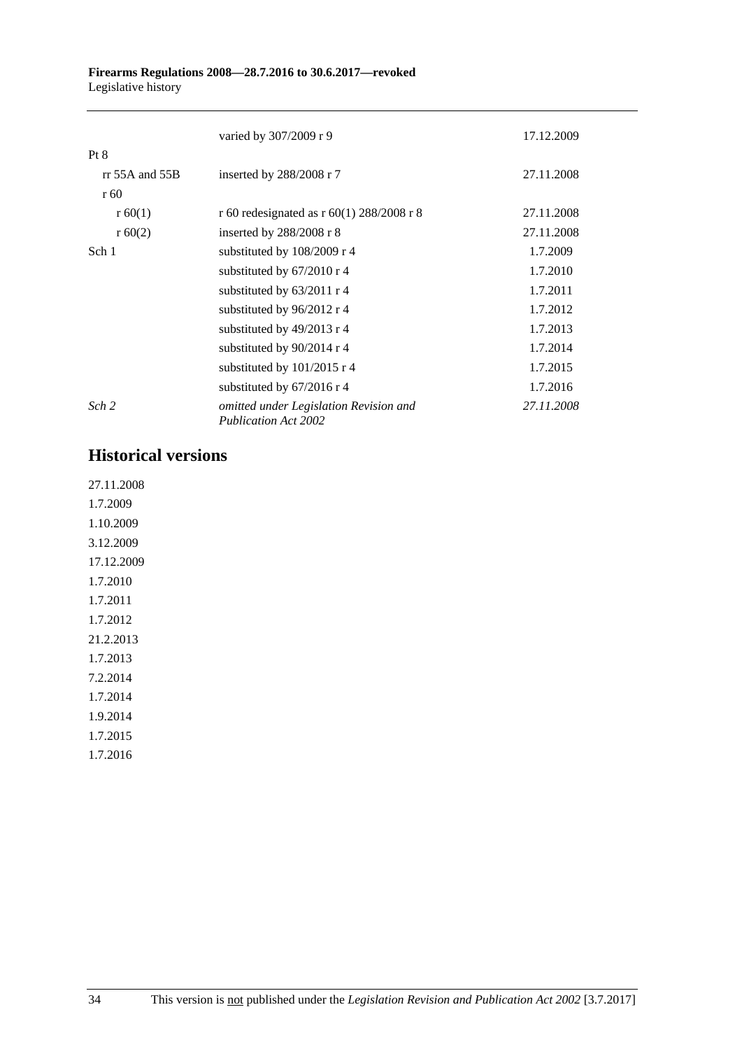| | | |
|---|---|---|
| | varied by 307/2009 r 9 | 17.12.2009 |
| Pt 8 | | |
| rr 55A and 55B | inserted by 288/2008 r 7 | 27.11.2008 |
| r 60 | | |
| r 60(1) | r 60 redesignated as r 60(1) 288/2008 r 8 | 27.11.2008 |
| r 60(2) | inserted by 288/2008 r 8 | 27.11.2008 |
| Sch 1 | substituted by 108/2009 r 4 | 1.7.2009 |
| | substituted by 67/2010 r 4 | 1.7.2010 |
| | substituted by 63/2011 r 4 | 1.7.2011 |
| | substituted by 96/2012 r 4 | 1.7.2012 |
| | substituted by 49/2013 r 4 | 1.7.2013 |
| | substituted by 90/2014 r 4 | 1.7.2014 |
| | substituted by 101/2015 r 4 | 1.7.2015 |
| | substituted by 67/2016 r 4 | 1.7.2016 |
| *Sch 2* | *omitted under Legislation Revision and Publication Act 2002* | *27.11.2008* |

## Historical versions

27.11.2008
1.7.2009
1.10.2009
3.12.2009
17.12.2009
1.7.2010
1.7.2011
1.7.2012
21.2.2013
1.7.2013
7.2.2014
1.7.2014
1.9.2014
1.7.2015
1.7.2016